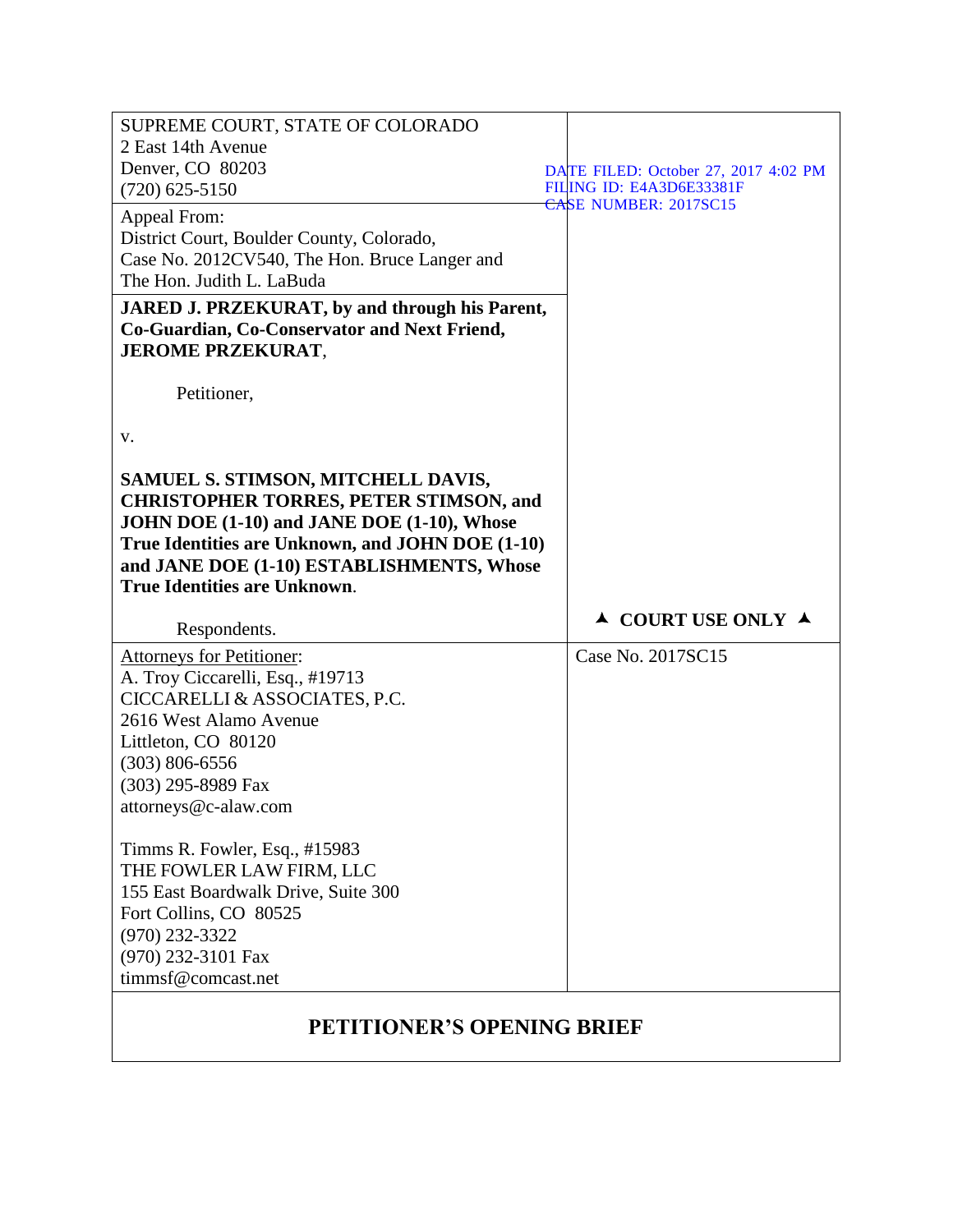SUPREME COURT, STATE OF COLORADO
2 East 14th Avenue
Denver, CO 80203
(720) 625-5150

DATE FILED: October 27, 2017 4:02 PM
FILING ID: E4A3D6E33381F
CASE NUMBER: 2017SC15

Appeal From:
District Court, Boulder County, Colorado,
Case No. 2012CV540, The Hon. Bruce Langer and
The Hon. Judith L. LaBuda

**JARED J. PRZEKURAT, by and through his Parent, Co-Guardian, Co-Conservator and Next Friend, JEROME PRZEKURAT**,

Petitioner,

v.

**SAMUEL S. STIMSON, MITCHELL DAVIS, CHRISTOPHER TORRES, PETER STIMSON, and JOHN DOE (1-10) and JANE DOE (1-10), Whose True Identities are Unknown, and JOHN DOE (1-10) and JANE DOE (1-10) ESTABLISHMENTS, Whose True Identities are Unknown**.

Respondents.

▲ **COURT USE ONLY** ▲

Attorneys for Petitioner:
A. Troy Ciccarelli, Esq., #19713
CICCARELLI & ASSOCIATES, P.C.
2616 West Alamo Avenue
Littleton, CO 80120
(303) 806-6556
(303) 295-8989 Fax
attorneys@c-alaw.com

Timms R. Fowler, Esq., #15983
THE FOWLER LAW FIRM, LLC
155 East Boardwalk Drive, Suite 300
Fort Collins, CO 80525
(970) 232-3322
(970) 232-3101 Fax
timmsf@comcast.net

Case No. 2017SC15

# PETITIONER'S OPENING BRIEF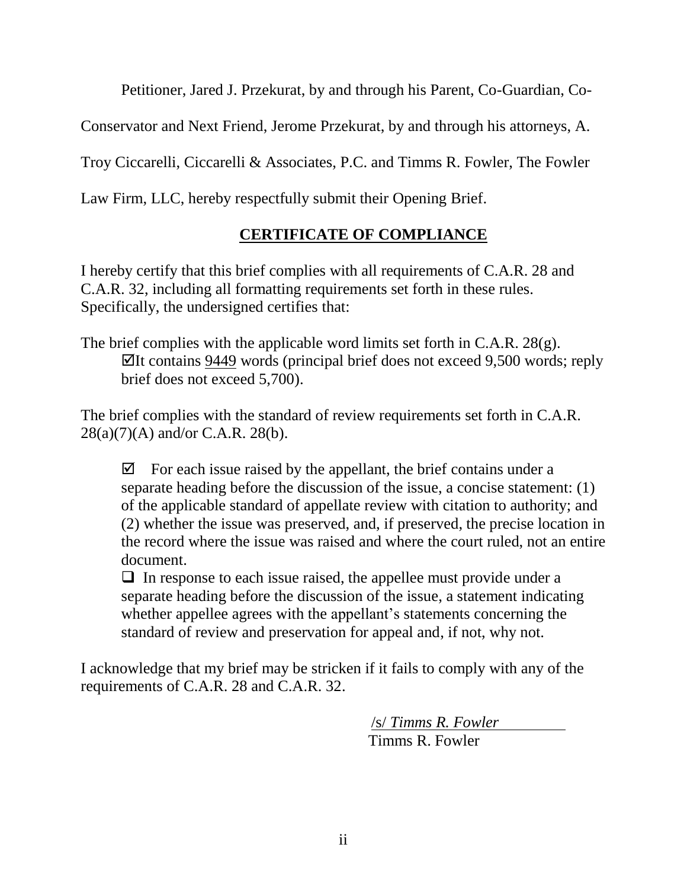Petitioner, Jared J. Przekurat, by and through his Parent, Co-Guardian, Co-Conservator and Next Friend, Jerome Przekurat, by and through his attorneys, A. Troy Ciccarelli, Ciccarelli & Associates, P.C. and Timms R. Fowler, The Fowler Law Firm, LLC, hereby respectfully submit their Opening Brief.

## CERTIFICATE OF COMPLIANCE

I hereby certify that this brief complies with all requirements of C.A.R. 28 and C.A.R. 32, including all formatting requirements set forth in these rules. Specifically, the undersigned certifies that:

The brief complies with the applicable word limits set forth in C.A.R. 28(g).

> ☑It contains 9449 words (principal brief does not exceed 9,500 words; reply brief does not exceed 5,700).

The brief complies with the standard of review requirements set forth in C.A.R. 28(a)(7)(A) and/or C.A.R. 28(b).

> ☑ For each issue raised by the appellant, the brief contains under a separate heading before the discussion of the issue, a concise statement: (1) of the applicable standard of appellate review with citation to authority; and (2) whether the issue was preserved, and, if preserved, the precise location in the record where the issue was raised and where the court ruled, not an entire document.
>
> ❑ In response to each issue raised, the appellee must provide under a separate heading before the discussion of the issue, a statement indicating whether appellee agrees with the appellant's statements concerning the standard of review and preservation for appeal and, if not, why not.

I acknowledge that my brief may be stricken if it fails to comply with any of the requirements of C.A.R. 28 and C.A.R. 32.

/s/ *Timms R. Fowler*
Timms R. Fowler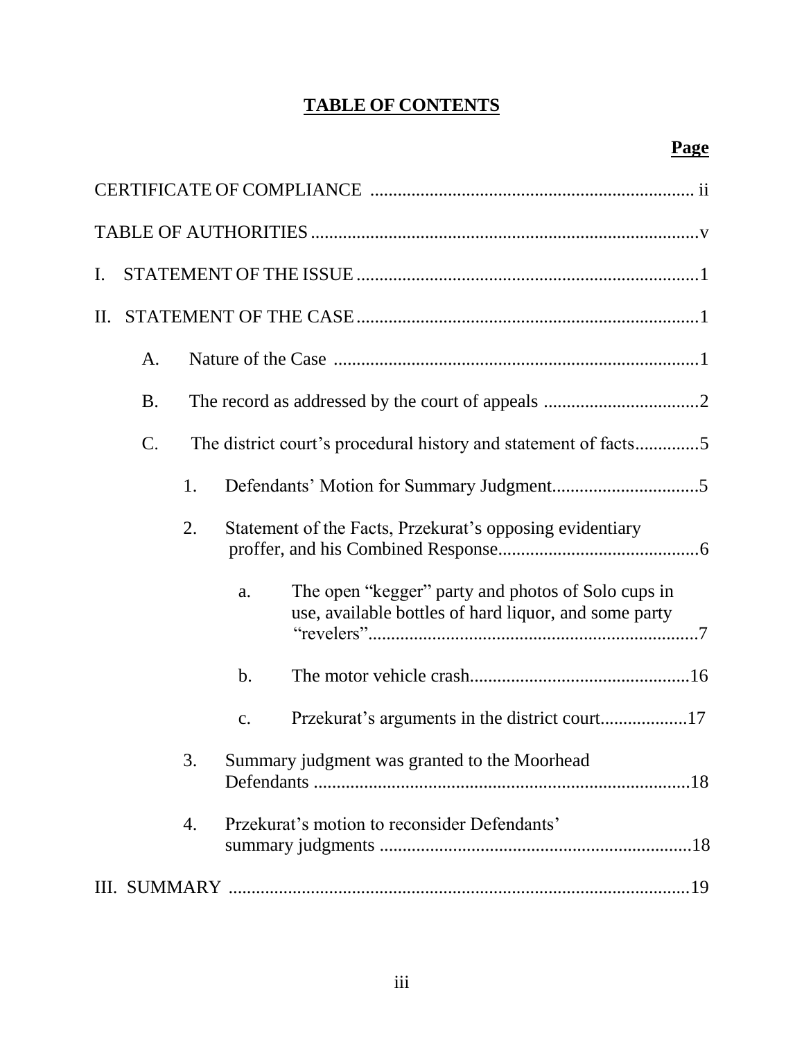# TABLE OF CONTENTS

**Page**

CERTIFICATE OF COMPLIANCE ....................................................................... ii

TABLE OF AUTHORITIES ....................................................................................v

I. STATEMENT OF THE ISSUE ..........................................................................1

II. STATEMENT OF THE CASE ..........................................................................1

- A. Nature of the Case ...............................................................................1
- B. The record as addressed by the court of appeals ..................................2
- C. The district court's procedural history and statement of facts.............5
  - 1. Defendants' Motion for Summary Judgment................................5
  - 2. Statement of the Facts, Przekurat's opposing evidentiary proffer, and his Combined Response............................................6
    - a. The open "kegger" party and photos of Solo cups in use, available bottles of hard liquor, and some party "revelers".......................................................................7
    - b. The motor vehicle crash................................................16
    - c. Przekurat's arguments in the district court...................17
  - 3. Summary judgment was granted to the Moorhead Defendants ..................................................................................18
  - 4. Przekurat's motion to reconsider Defendants' summary judgments ...................................................................18

III. SUMMARY ....................................................................................................19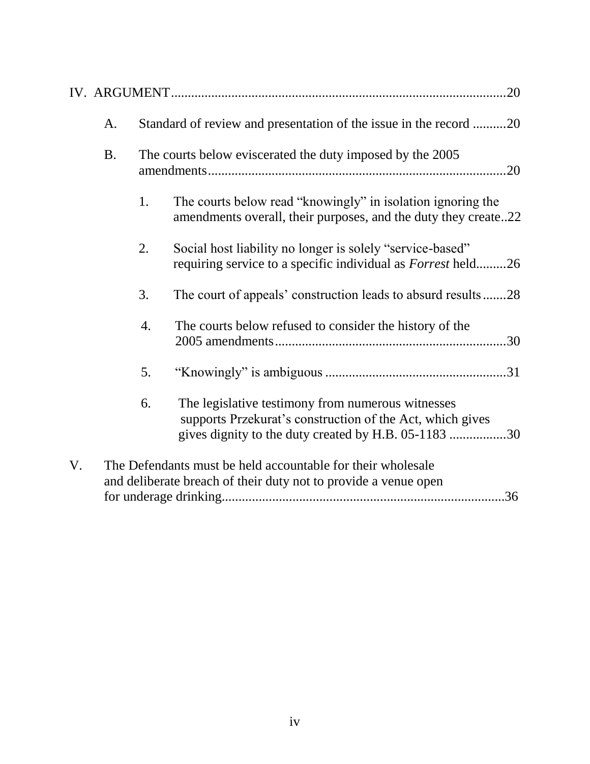IV. ARGUMENT....................................................................................................20

A. Standard of review and presentation of the issue in the record ..........20

B. The courts below eviscerated the duty imposed by the 2005 amendments.........................................................................................20

1. The courts below read "knowingly" in isolation ignoring the amendments overall, their purposes, and the duty they create..22

2. Social host liability no longer is solely "service-based" requiring service to a specific individual as *Forrest* held.........26

3. The court of appeals' construction leads to absurd results.......28

4. The courts below refused to consider the history of the 2005 amendments.....................................................................30

5. "Knowingly" is ambiguous ......................................................31

6. The legislative testimony from numerous witnesses supports Przekurat's construction of the Act, which gives gives dignity to the duty created by H.B. 05-1183 .................30

V. The Defendants must be held accountable for their wholesale and deliberate breach of their duty not to provide a venue open for underage drinking....................................................................................36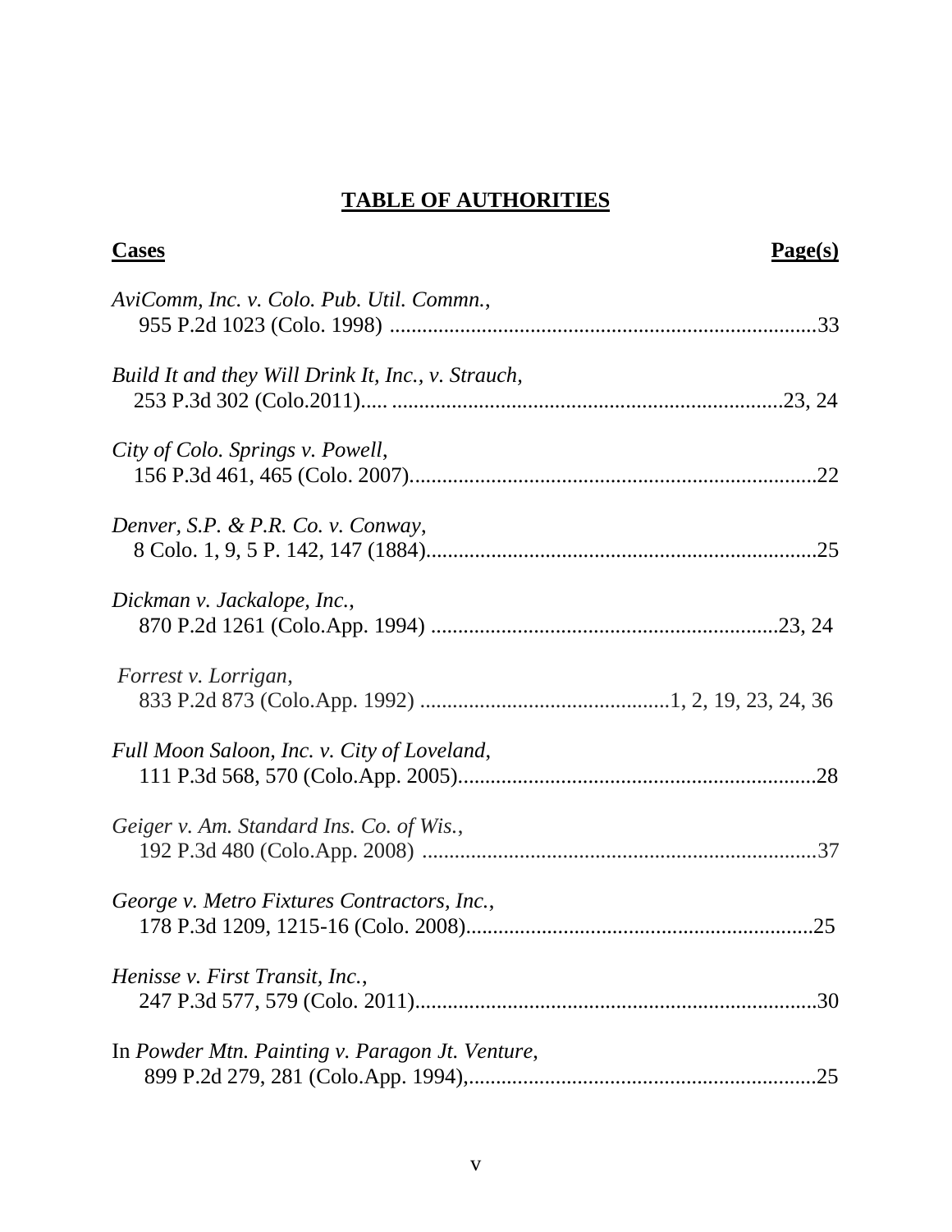# TABLE OF AUTHORITIES

| **Cases** | **Page(s)** |
|---|---|
| *AviComm, Inc. v. Colo. Pub. Util. Commn.*, 955 P.2d 1023 (Colo. 1998) | 33 |
| *Build It and they Will Drink It, Inc., v. Strauch*, 253 P.3d 302 (Colo.2011)..... | 23, 24 |
| *City of Colo. Springs v. Powell*, 156 P.3d 461, 465 (Colo. 2007) | 22 |
| *Denver, S.P. & P.R. Co. v. Conway*, 8 Colo. 1, 9, 5 P. 142, 147 (1884) | 25 |
| *Dickman v. Jackalope, Inc.*, 870 P.2d 1261 (Colo.App. 1994) | 23, 24 |
| *Forrest v. Lorrigan*, 833 P.2d 873 (Colo.App. 1992) | 1, 2, 19, 23, 24, 36 |
| *Full Moon Saloon, Inc. v. City of Loveland*, 111 P.3d 568, 570 (Colo.App. 2005) | 28 |
| *Geiger v. Am. Standard Ins. Co. of Wis.*, 192 P.3d 480 (Colo.App. 2008) | 37 |
| *George v. Metro Fixtures Contractors, Inc.*, 178 P.3d 1209, 1215-16 (Colo. 2008) | 25 |
| *Henisse v. First Transit, Inc.*, 247 P.3d 577, 579 (Colo. 2011) | 30 |
| In *Powder Mtn. Painting v. Paragon Jt. Venture*, 899 P.2d 279, 281 (Colo.App. 1994), | 25 |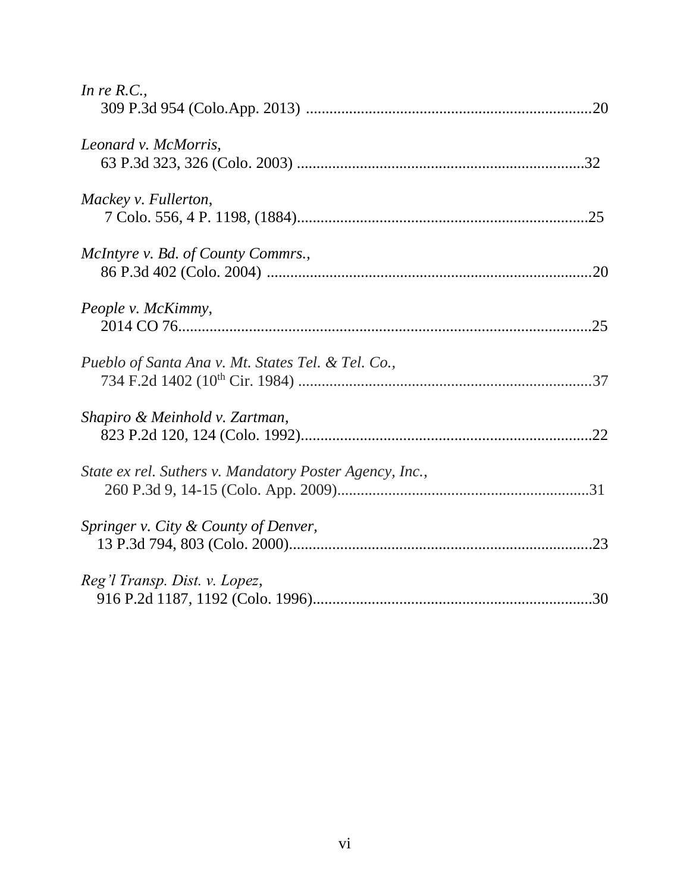*In re R.C.*,
309 P.3d 954 (Colo.App. 2013) ........................................................................20

*Leonard v. McMorris*,
63 P.3d 323, 326 (Colo. 2003) .........................................................................32

*Mackey v. Fullerton*,
7 Colo. 556, 4 P. 1198, (1884)..........................................................................25

*McIntyre v. Bd. of County Commrs.*,
86 P.3d 402 (Colo. 2004) ..................................................................................20

*People v. McKimmy*,
2014 CO 76.......................................................................................................25

*Pueblo of Santa Ana v. Mt. States Tel. & Tel. Co.*,
734 F.2d 1402 (10th Cir. 1984) ..........................................................................37

*Shapiro & Meinhold v. Zartman*,
823 P.2d 120, 124 (Colo. 1992)..........................................................................22

*State ex rel. Suthers v. Mandatory Poster Agency, Inc.*,
260 P.3d 9, 14-15 (Colo. App. 2009)................................................................31

*Springer v. City & County of Denver*,
13 P.3d 794, 803 (Colo. 2000)............................................................................23

*Reg'l Transp. Dist. v. Lopez*,
916 P.2d 1187, 1192 (Colo. 1996)......................................................................30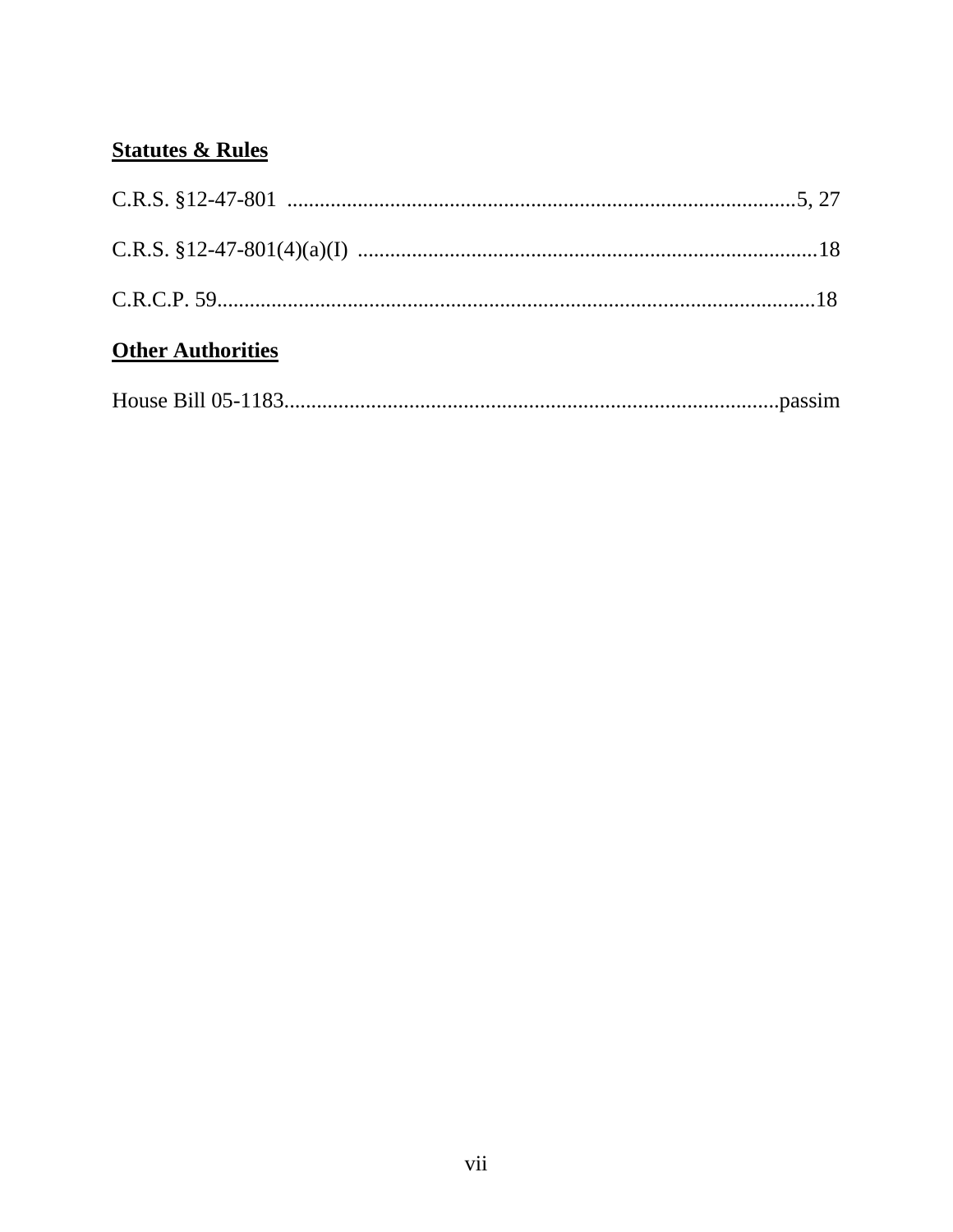**Statutes & Rules**

C.R.S. §12-47-801 ..............................................................................................5, 27

C.R.S. §12-47-801(4)(a)(I) ....................................................................................18

C.R.C.P. 59.............................................................................................................18

**Other Authorities**

House Bill 05-1183...........................................................................................passim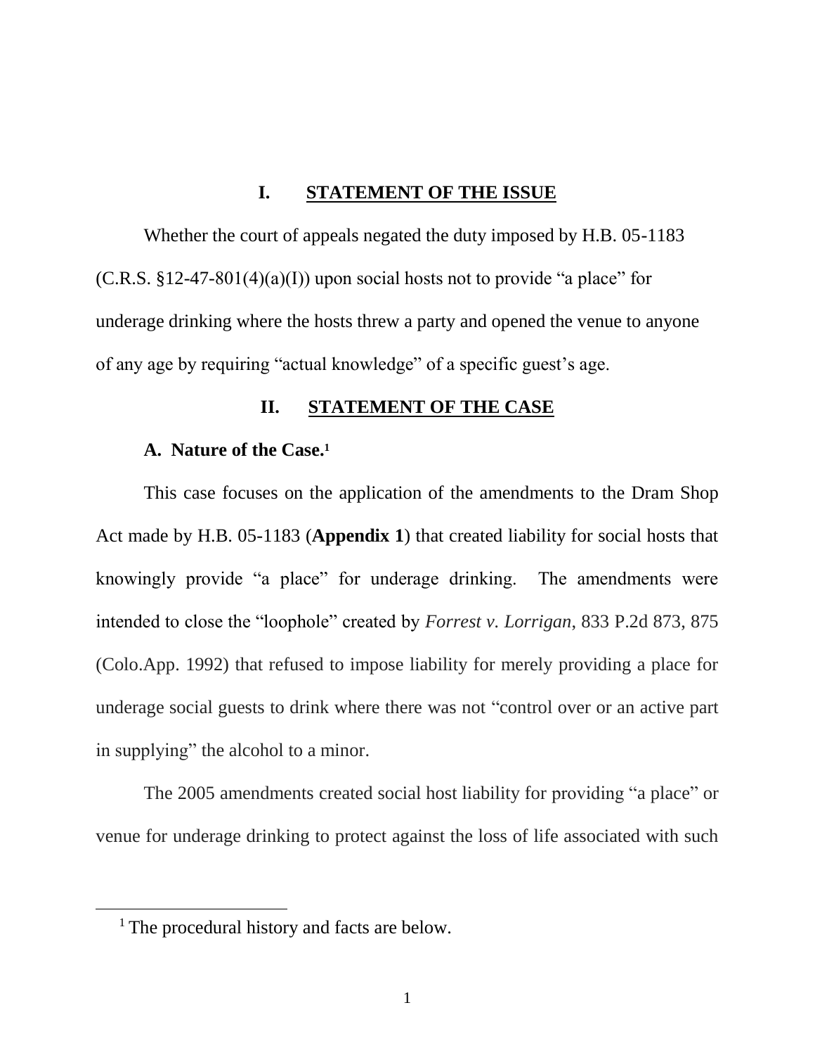## I. STATEMENT OF THE ISSUE

Whether the court of appeals negated the duty imposed by H.B. 05-1183 (C.R.S. §12-47-801(4)(a)(I)) upon social hosts not to provide "a place" for underage drinking where the hosts threw a party and opened the venue to anyone of any age by requiring "actual knowledge" of a specific guest's age.

## II. STATEMENT OF THE CASE

### A. Nature of the Case.[1]

This case focuses on the application of the amendments to the Dram Shop Act made by H.B. 05-1183 (**Appendix 1**) that created liability for social hosts that knowingly provide "a place" for underage drinking. The amendments were intended to close the "loophole" created by *Forrest v. Lorrigan*, 833 P.2d 873, 875 (Colo.App. 1992) that refused to impose liability for merely providing a place for underage social guests to drink where there was not "control over or an active part in supplying" the alcohol to a minor.

The 2005 amendments created social host liability for providing "a place" or venue for underage drinking to protect against the loss of life associated with such

[1] The procedural history and facts are below.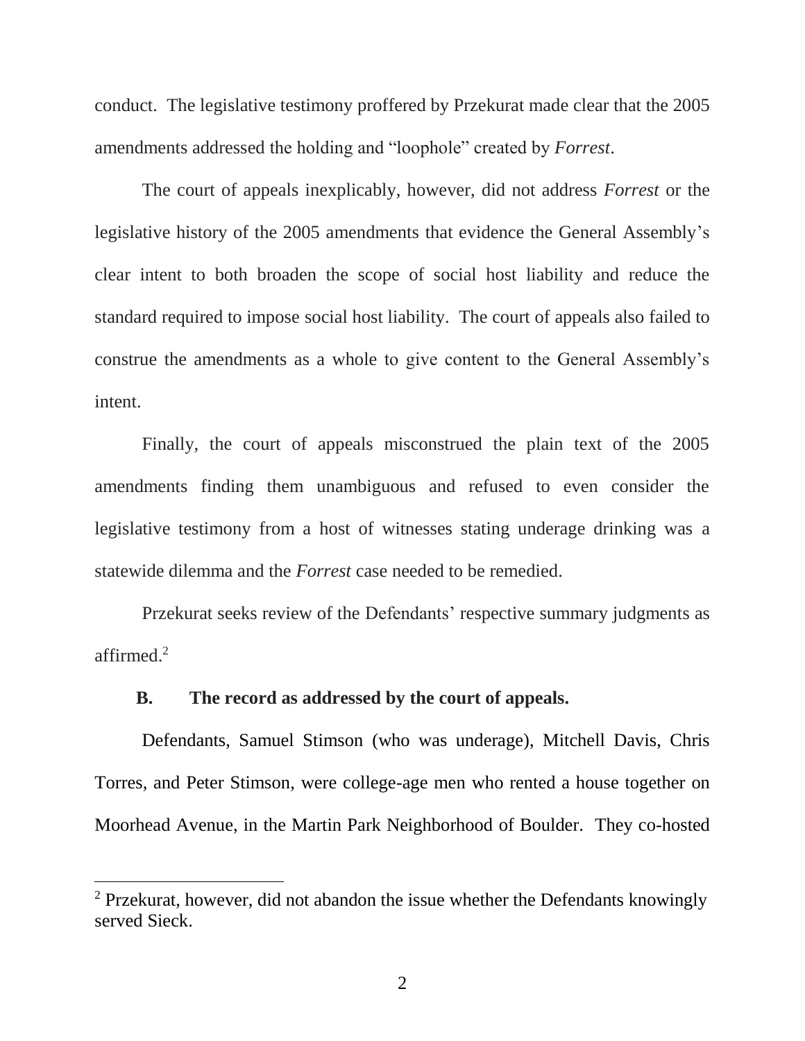conduct. The legislative testimony proffered by Przekurat made clear that the 2005 amendments addressed the holding and "loophole" created by *Forrest*.

The court of appeals inexplicably, however, did not address *Forrest* or the legislative history of the 2005 amendments that evidence the General Assembly's clear intent to both broaden the scope of social host liability and reduce the standard required to impose social host liability. The court of appeals also failed to construe the amendments as a whole to give content to the General Assembly's intent.

Finally, the court of appeals misconstrued the plain text of the 2005 amendments finding them unambiguous and refused to even consider the legislative testimony from a host of witnesses stating underage drinking was a statewide dilemma and the *Forrest* case needed to be remedied.

Przekurat seeks review of the Defendants' respective summary judgments as affirmed.[2]

### B. The record as addressed by the court of appeals.

Defendants, Samuel Stimson (who was underage), Mitchell Davis, Chris Torres, and Peter Stimson, were college-age men who rented a house together on Moorhead Avenue, in the Martin Park Neighborhood of Boulder. They co-hosted

---

[2] Przekurat, however, did not abandon the issue whether the Defendants knowingly served Sieck.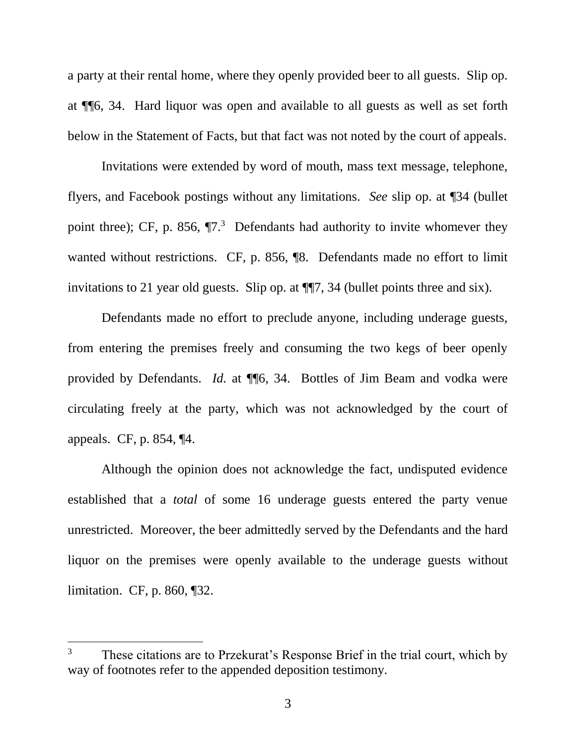a party at their rental home, where they openly provided beer to all guests. Slip op. at ¶¶6, 34. Hard liquor was open and available to all guests as well as set forth below in the Statement of Facts, but that fact was not noted by the court of appeals.

Invitations were extended by word of mouth, mass text message, telephone, flyers, and Facebook postings without any limitations. *See* slip op. at ¶34 (bullet point three); CF, p. 856, ¶7.[3] Defendants had authority to invite whomever they wanted without restrictions. CF, p. 856, ¶8. Defendants made no effort to limit invitations to 21 year old guests. Slip op. at ¶¶7, 34 (bullet points three and six).

Defendants made no effort to preclude anyone, including underage guests, from entering the premises freely and consuming the two kegs of beer openly provided by Defendants. *Id.* at ¶¶6, 34. Bottles of Jim Beam and vodka were circulating freely at the party, which was not acknowledged by the court of appeals. CF, p. 854, ¶4.

Although the opinion does not acknowledge the fact, undisputed evidence established that a *total* of some 16 underage guests entered the party venue unrestricted. Moreover, the beer admittedly served by the Defendants and the hard liquor on the premises were openly available to the underage guests without limitation. CF, p. 860, ¶32.

---

[3] These citations are to Przekurat's Response Brief in the trial court, which by way of footnotes refer to the appended deposition testimony.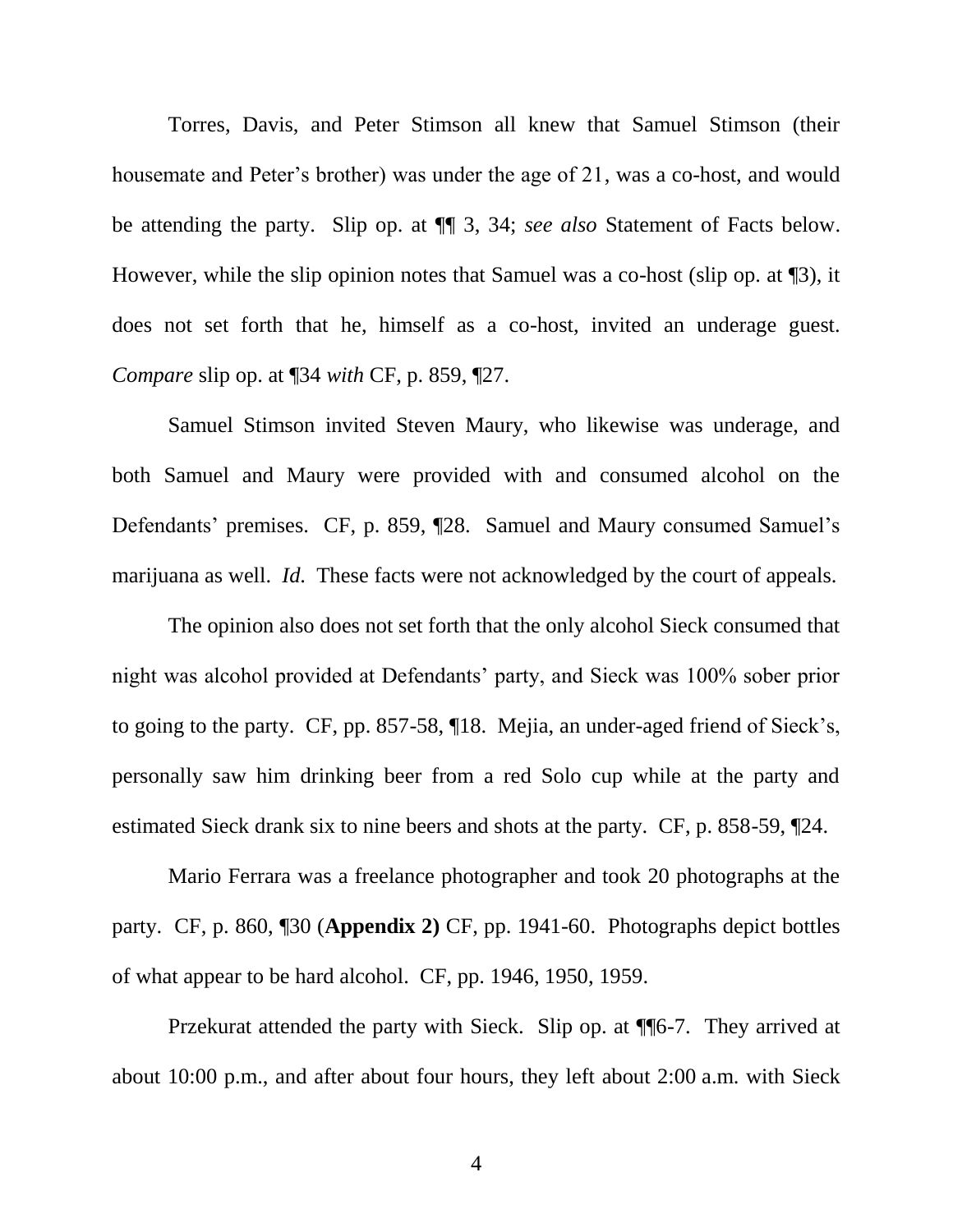Torres, Davis, and Peter Stimson all knew that Samuel Stimson (their housemate and Peter's brother) was under the age of 21, was a co-host, and would be attending the party. Slip op. at ¶¶ 3, 34; *see also* Statement of Facts below. However, while the slip opinion notes that Samuel was a co-host (slip op. at ¶3), it does not set forth that he, himself as a co-host, invited an underage guest. *Compare* slip op. at ¶34 *with* CF, p. 859, ¶27.

Samuel Stimson invited Steven Maury, who likewise was underage, and both Samuel and Maury were provided with and consumed alcohol on the Defendants' premises. CF, p. 859, ¶28. Samuel and Maury consumed Samuel's marijuana as well. *Id.* These facts were not acknowledged by the court of appeals.

The opinion also does not set forth that the only alcohol Sieck consumed that night was alcohol provided at Defendants' party, and Sieck was 100% sober prior to going to the party. CF, pp. 857-58, ¶18. Mejia, an under-aged friend of Sieck's, personally saw him drinking beer from a red Solo cup while at the party and estimated Sieck drank six to nine beers and shots at the party. CF, p. 858-59, ¶24.

Mario Ferrara was a freelance photographer and took 20 photographs at the party. CF, p. 860, ¶30 (**Appendix 2)** CF, pp. 1941-60. Photographs depict bottles of what appear to be hard alcohol. CF, pp. 1946, 1950, 1959.

Przekurat attended the party with Sieck. Slip op. at ¶¶6-7. They arrived at about 10:00 p.m., and after about four hours, they left about 2:00 a.m. with Sieck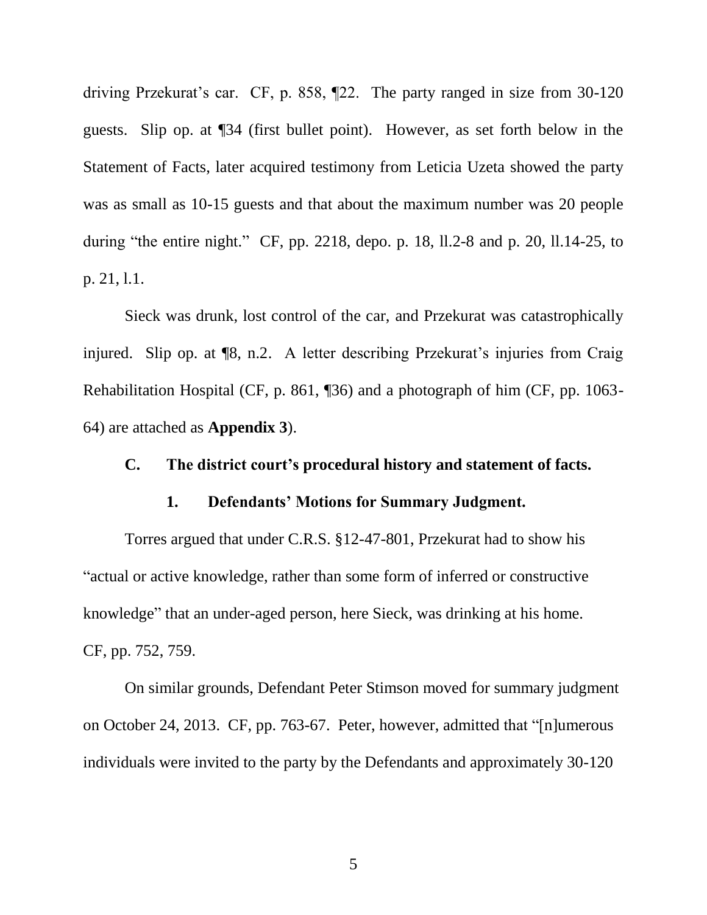driving Przekurat's car. CF, p. 858, ¶22. The party ranged in size from 30-120 guests. Slip op. at ¶34 (first bullet point). However, as set forth below in the Statement of Facts, later acquired testimony from Leticia Uzeta showed the party was as small as 10-15 guests and that about the maximum number was 20 people during "the entire night." CF, pp. 2218, depo. p. 18, ll.2-8 and p. 20, ll.14-25, to p. 21, l.1.

Sieck was drunk, lost control of the car, and Przekurat was catastrophically injured. Slip op. at ¶8, n.2. A letter describing Przekurat's injuries from Craig Rehabilitation Hospital (CF, p. 861, ¶36) and a photograph of him (CF, pp. 1063-64) are attached as **Appendix 3**).

### C. The district court's procedural history and statement of facts.

#### 1. Defendants' Motions for Summary Judgment.

Torres argued that under C.R.S. §12-47-801, Przekurat had to show his "actual or active knowledge, rather than some form of inferred or constructive knowledge" that an under-aged person, here Sieck, was drinking at his home. CF, pp. 752, 759.

On similar grounds, Defendant Peter Stimson moved for summary judgment on October 24, 2013. CF, pp. 763-67. Peter, however, admitted that "[n]umerous individuals were invited to the party by the Defendants and approximately 30-120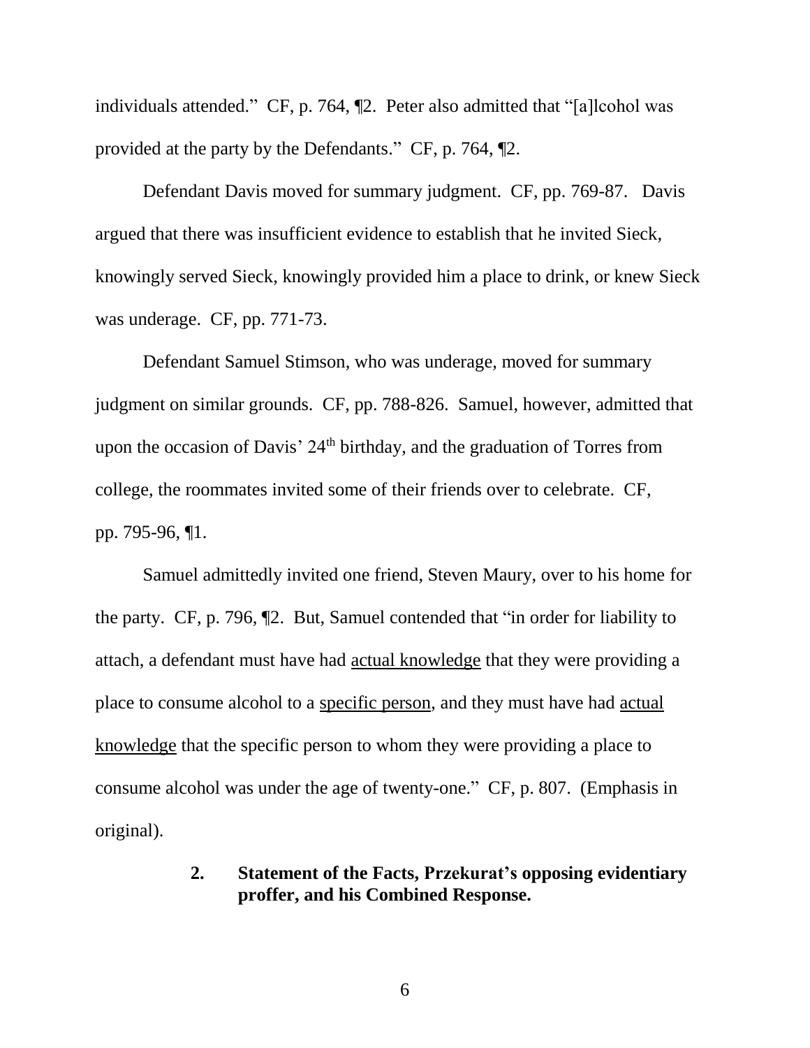individuals attended." CF, p. 764, ¶2. Peter also admitted that "[a]lcohol was provided at the party by the Defendants." CF, p. 764, ¶2.

Defendant Davis moved for summary judgment. CF, pp. 769-87. Davis argued that there was insufficient evidence to establish that he invited Sieck, knowingly served Sieck, knowingly provided him a place to drink, or knew Sieck was underage. CF, pp. 771-73.

Defendant Samuel Stimson, who was underage, moved for summary judgment on similar grounds. CF, pp. 788-826. Samuel, however, admitted that upon the occasion of Davis' 24th birthday, and the graduation of Torres from college, the roommates invited some of their friends over to celebrate. CF, pp. 795-96, ¶1.

Samuel admittedly invited one friend, Steven Maury, over to his home for the party. CF, p. 796, ¶2. But, Samuel contended that "in order for liability to attach, a defendant must have had <u>actual knowledge</u> that they were providing a place to consume alcohol to a <u>specific person</u>, and they must have had <u>actual knowledge</u> that the specific person to whom they were providing a place to consume alcohol was under the age of twenty-one." CF, p. 807. (Emphasis in original).

### 2. Statement of the Facts, Przekurat's opposing evidentiary proffer, and his Combined Response.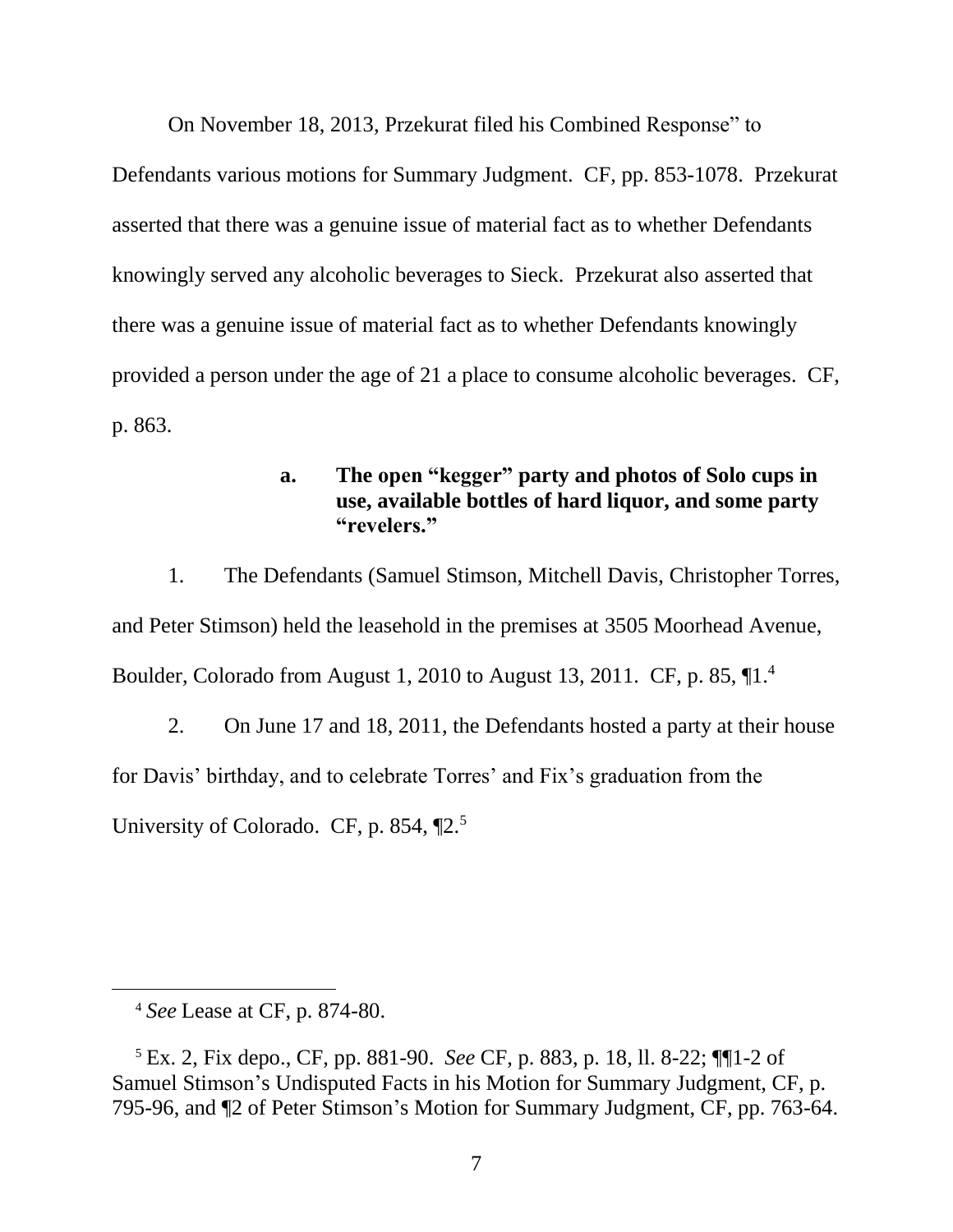On November 18, 2013, Przekurat filed his Combined Response" to Defendants various motions for Summary Judgment. CF, pp. 853-1078. Przekurat asserted that there was a genuine issue of material fact as to whether Defendants knowingly served any alcoholic beverages to Sieck. Przekurat also asserted that there was a genuine issue of material fact as to whether Defendants knowingly provided a person under the age of 21 a place to consume alcoholic beverages. CF, p. 863.

**a. The open "kegger" party and photos of Solo cups in use, available bottles of hard liquor, and some party "revelers."**

1. The Defendants (Samuel Stimson, Mitchell Davis, Christopher Torres, and Peter Stimson) held the leasehold in the premises at 3505 Moorhead Avenue, Boulder, Colorado from August 1, 2010 to August 13, 2011. CF, p. 85, ¶1.[4]

2. On June 17 and 18, 2011, the Defendants hosted a party at their house for Davis' birthday, and to celebrate Torres' and Fix's graduation from the University of Colorado. CF, p. 854, ¶2.[5]

---

[4] *See* Lease at CF, p. 874-80.

[5] Ex. 2, Fix depo., CF, pp. 881-90. *See* CF, p. 883, p. 18, ll. 8-22; ¶¶1-2 of Samuel Stimson's Undisputed Facts in his Motion for Summary Judgment, CF, p. 795-96, and ¶2 of Peter Stimson's Motion for Summary Judgment, CF, pp. 763-64.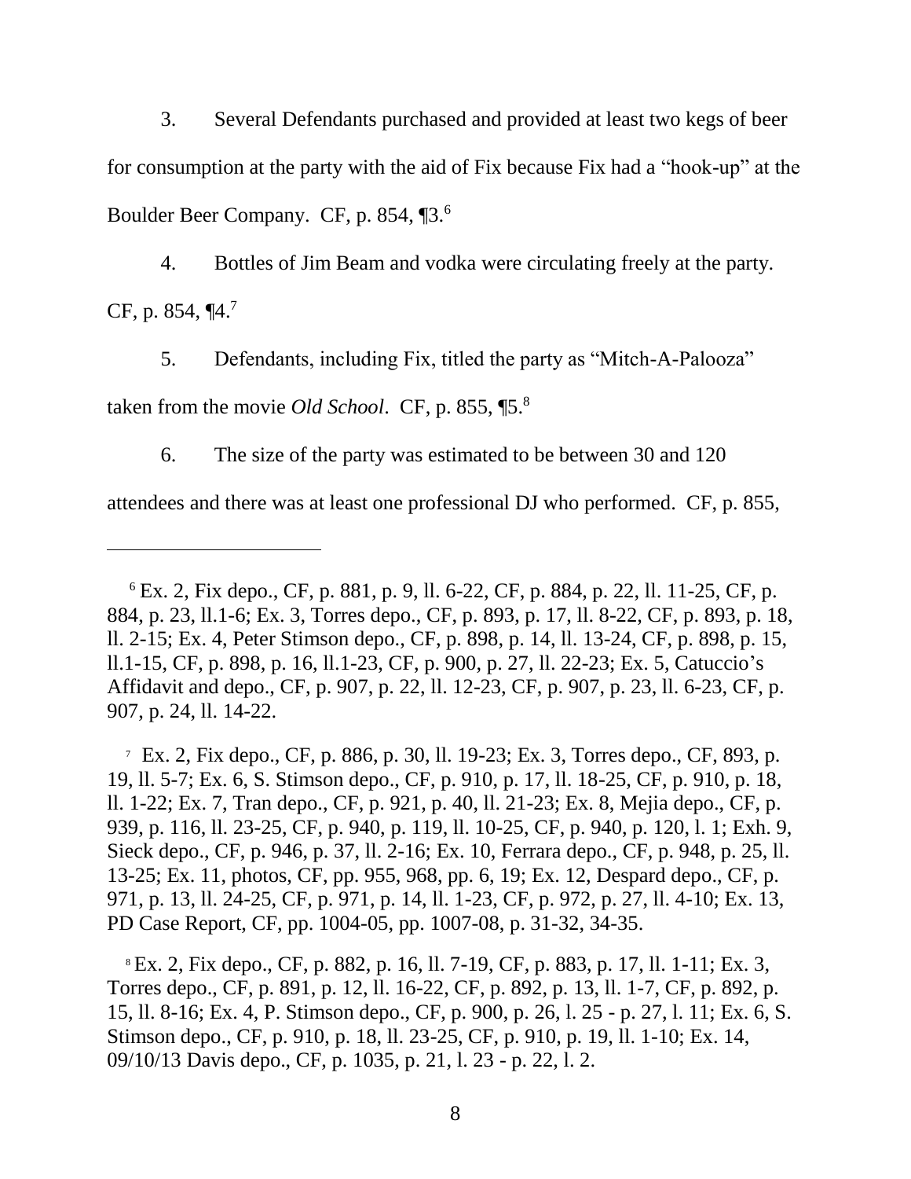3. Several Defendants purchased and provided at least two kegs of beer for consumption at the party with the aid of Fix because Fix had a "hook-up" at the Boulder Beer Company. CF, p. 854, ¶3.[6]

4. Bottles of Jim Beam and vodka were circulating freely at the party. CF, p. 854, ¶4.[7]

5. Defendants, including Fix, titled the party as "Mitch-A-Palooza" taken from the movie *Old School*. CF, p. 855, ¶5.[8]

6. The size of the party was estimated to be between 30 and 120 attendees and there was at least one professional DJ who performed. CF, p. 855,

---

[6] Ex. 2, Fix depo., CF, p. 881, p. 9, ll. 6-22, CF, p. 884, p. 22, ll. 11-25, CF, p. 884, p. 23, ll.1-6; Ex. 3, Torres depo., CF, p. 893, p. 17, ll. 8-22, CF, p. 893, p. 18, ll. 2-15; Ex. 4, Peter Stimson depo., CF, p. 898, p. 14, ll. 13-24, CF, p. 898, p. 15, ll.1-15, CF, p. 898, p. 16, ll.1-23, CF, p. 900, p. 27, ll. 22-23; Ex. 5, Catuccio's Affidavit and depo., CF, p. 907, p. 22, ll. 12-23, CF, p. 907, p. 23, ll. 6-23, CF, p. 907, p. 24, ll. 14-22.

[7] Ex. 2, Fix depo., CF, p. 886, p. 30, ll. 19-23; Ex. 3, Torres depo., CF, 893, p. 19, ll. 5-7; Ex. 6, S. Stimson depo., CF, p. 910, p. 17, ll. 18-25, CF, p. 910, p. 18, ll. 1-22; Ex. 7, Tran depo., CF, p. 921, p. 40, ll. 21-23; Ex. 8, Mejia depo., CF, p. 939, p. 116, ll. 23-25, CF, p. 940, p. 119, ll. 10-25, CF, p. 940, p. 120, l. 1; Exh. 9, Sieck depo., CF, p. 946, p. 37, ll. 2-16; Ex. 10, Ferrara depo., CF, p. 948, p. 25, ll. 13-25; Ex. 11, photos, CF, pp. 955, 968, pp. 6, 19; Ex. 12, Despard depo., CF, p. 971, p. 13, ll. 24-25, CF, p. 971, p. 14, ll. 1-23, CF, p. 972, p. 27, ll. 4-10; Ex. 13, PD Case Report, CF, pp. 1004-05, pp. 1007-08, p. 31-32, 34-35.

[8] Ex. 2, Fix depo., CF, p. 882, p. 16, ll. 7-19, CF, p. 883, p. 17, ll. 1-11; Ex. 3, Torres depo., CF, p. 891, p. 12, ll. 16-22, CF, p. 892, p. 13, ll. 1-7, CF, p. 892, p. 15, ll. 8-16; Ex. 4, P. Stimson depo., CF, p. 900, p. 26, l. 25 - p. 27, l. 11; Ex. 6, S. Stimson depo., CF, p. 910, p. 18, ll. 23-25, CF, p. 910, p. 19, ll. 1-10; Ex. 14, 09/10/13 Davis depo., CF, p. 1035, p. 21, l. 23 - p. 22, l. 2.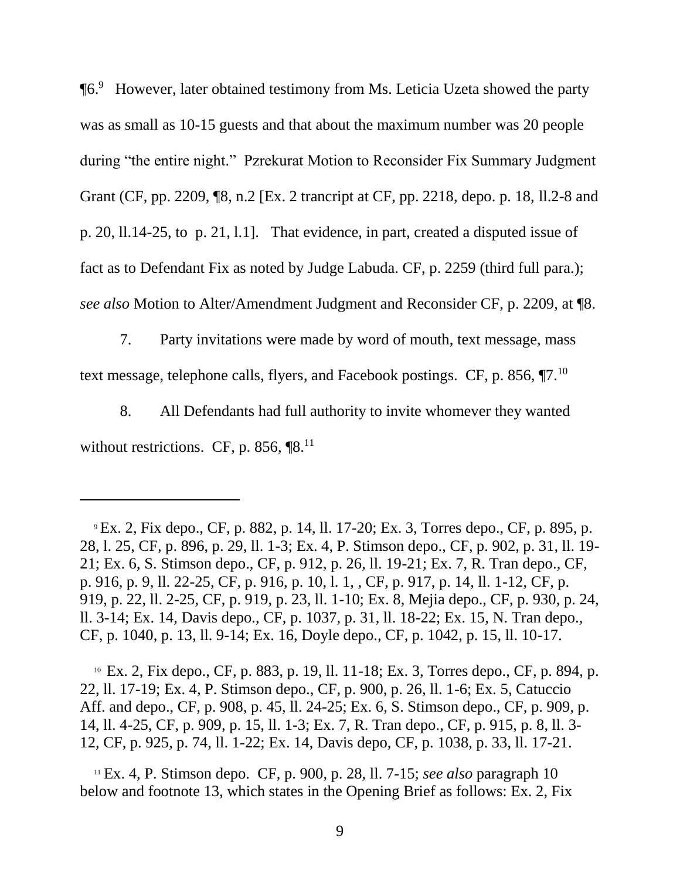¶6.[9] However, later obtained testimony from Ms. Leticia Uzeta showed the party was as small as 10-15 guests and that about the maximum number was 20 people during "the entire night." Pzrekurat Motion to Reconsider Fix Summary Judgment Grant (CF, pp. 2209, ¶8, n.2 [Ex. 2 trancript at CF, pp. 2218, depo. p. 18, ll.2-8 and p. 20, ll.14-25, to p. 21, l.1]. That evidence, in part, created a disputed issue of fact as to Defendant Fix as noted by Judge Labuda. CF, p. 2259 (third full para.); *see also* Motion to Alter/Amendment Judgment and Reconsider CF, p. 2209, at ¶8.

7. Party invitations were made by word of mouth, text message, mass text message, telephone calls, flyers, and Facebook postings. CF, p. 856, ¶7.[10]

8. All Defendants had full authority to invite whomever they wanted without restrictions. CF, p. 856, ¶8.[11]

---

[9] Ex. 2, Fix depo., CF, p. 882, p. 14, ll. 17-20; Ex. 3, Torres depo., CF, p. 895, p. 28, l. 25, CF, p. 896, p. 29, ll. 1-3; Ex. 4, P. Stimson depo., CF, p. 902, p. 31, ll. 19-21; Ex. 6, S. Stimson depo., CF, p. 912, p. 26, ll. 19-21; Ex. 7, R. Tran depo., CF, p. 916, p. 9, ll. 22-25, CF, p. 916, p. 10, l. 1, , CF, p. 917, p. 14, ll. 1-12, CF, p. 919, p. 22, ll. 2-25, CF, p. 919, p. 23, ll. 1-10; Ex. 8, Mejia depo., CF, p. 930, p. 24, ll. 3-14; Ex. 14, Davis depo., CF, p. 1037, p. 31, ll. 18-22; Ex. 15, N. Tran depo., CF, p. 1040, p. 13, ll. 9-14; Ex. 16, Doyle depo., CF, p. 1042, p. 15, ll. 10-17.

[10] Ex. 2, Fix depo., CF, p. 883, p. 19, ll. 11-18; Ex. 3, Torres depo., CF, p. 894, p. 22, ll. 17-19; Ex. 4, P. Stimson depo., CF, p. 900, p. 26, ll. 1-6; Ex. 5, Catuccio Aff. and depo., CF, p. 908, p. 45, ll. 24-25; Ex. 6, S. Stimson depo., CF, p. 909, p. 14, ll. 4-25, CF, p. 909, p. 15, ll. 1-3; Ex. 7, R. Tran depo., CF, p. 915, p. 8, ll. 3-12, CF, p. 925, p. 74, ll. 1-22; Ex. 14, Davis depo, CF, p. 1038, p. 33, ll. 17-21.

[11] Ex. 4, P. Stimson depo. CF, p. 900, p. 28, ll. 7-15; *see also* paragraph 10 below and footnote 13, which states in the Opening Brief as follows: Ex. 2, Fix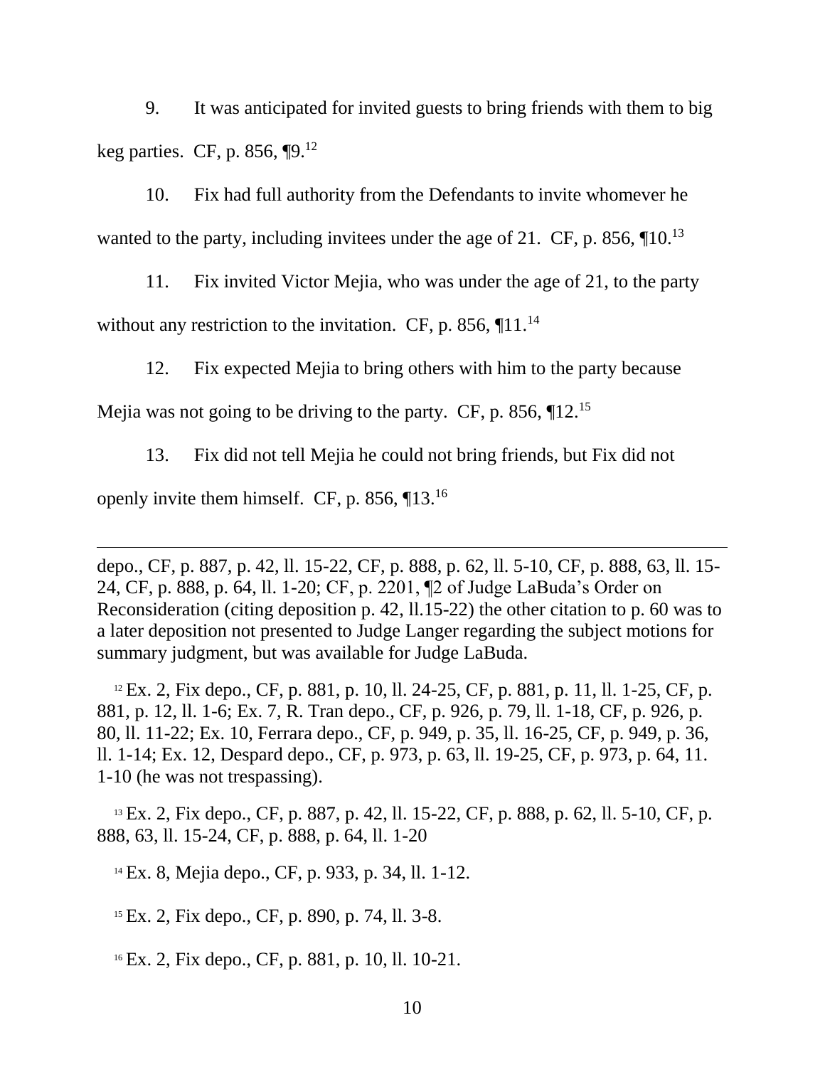9. It was anticipated for invited guests to bring friends with them to big keg parties. CF, p. 856, ¶9.[12]

10. Fix had full authority from the Defendants to invite whomever he wanted to the party, including invitees under the age of 21. CF, p. 856, ¶10.[13]

11. Fix invited Victor Mejia, who was under the age of 21, to the party without any restriction to the invitation. CF, p. 856, ¶11.[14]

12. Fix expected Mejia to bring others with him to the party because Mejia was not going to be driving to the party. CF, p. 856, ¶12.[15]

13. Fix did not tell Mejia he could not bring friends, but Fix did not openly invite them himself. CF, p. 856, ¶13.[16]

---

depo., CF, p. 887, p. 42, ll. 15-22, CF, p. 888, p. 62, ll. 5-10, CF, p. 888, 63, ll. 15-24, CF, p. 888, p. 64, ll. 1-20; CF, p. 2201, ¶2 of Judge LaBuda's Order on Reconsideration (citing deposition p. 42, ll.15-22) the other citation to p. 60 was to a later deposition not presented to Judge Langer regarding the subject motions for summary judgment, but was available for Judge LaBuda.

[12] Ex. 2, Fix depo., CF, p. 881, p. 10, ll. 24-25, CF, p. 881, p. 11, ll. 1-25, CF, p. 881, p. 12, ll. 1-6; Ex. 7, R. Tran depo., CF, p. 926, p. 79, ll. 1-18, CF, p. 926, p. 80, ll. 11-22; Ex. 10, Ferrara depo., CF, p. 949, p. 35, ll. 16-25, CF, p. 949, p. 36, ll. 1-14; Ex. 12, Despard depo., CF, p. 973, p. 63, ll. 19-25, CF, p. 973, p. 64, 11. 1-10 (he was not trespassing).

[13] Ex. 2, Fix depo., CF, p. 887, p. 42, ll. 15-22, CF, p. 888, p. 62, ll. 5-10, CF, p. 888, 63, ll. 15-24, CF, p. 888, p. 64, ll. 1-20

[14] Ex. 8, Mejia depo., CF, p. 933, p. 34, ll. 1-12.

[15] Ex. 2, Fix depo., CF, p. 890, p. 74, ll. 3-8.

[16] Ex. 2, Fix depo., CF, p. 881, p. 10, ll. 10-21.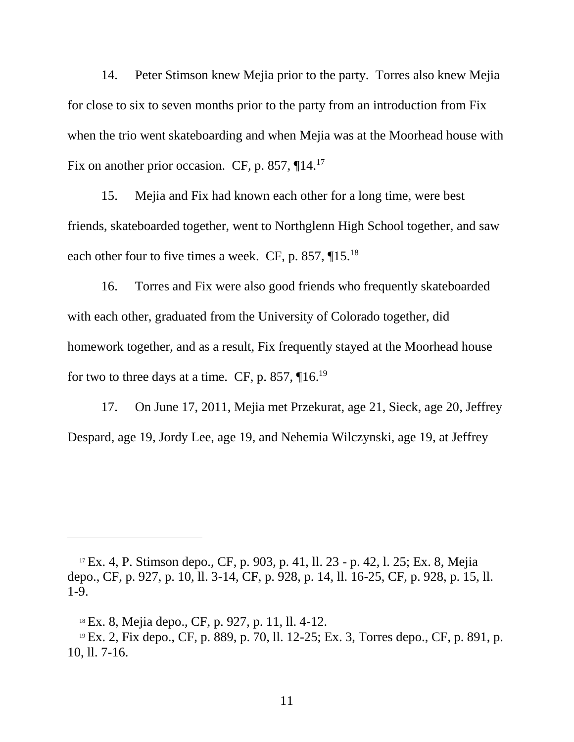14. Peter Stimson knew Mejia prior to the party. Torres also knew Mejia for close to six to seven months prior to the party from an introduction from Fix when the trio went skateboarding and when Mejia was at the Moorhead house with Fix on another prior occasion. CF, p. 857, ¶14.[17]

15. Mejia and Fix had known each other for a long time, were best friends, skateboarded together, went to Northglenn High School together, and saw each other four to five times a week. CF, p. 857, ¶15.[18]

16. Torres and Fix were also good friends who frequently skateboarded with each other, graduated from the University of Colorado together, did homework together, and as a result, Fix frequently stayed at the Moorhead house for two to three days at a time. CF, p. 857, ¶16.[19]

17. On June 17, 2011, Mejia met Przekurat, age 21, Sieck, age 20, Jeffrey Despard, age 19, Jordy Lee, age 19, and Nehemia Wilczynski, age 19, at Jeffrey

---

[17] Ex. 4, P. Stimson depo., CF, p. 903, p. 41, ll. 23 - p. 42, l. 25; Ex. 8, Mejia depo., CF, p. 927, p. 10, ll. 3-14, CF, p. 928, p. 14, ll. 16-25, CF, p. 928, p. 15, ll. 1-9.

[18] Ex. 8, Mejia depo., CF, p. 927, p. 11, ll. 4-12.

[19] Ex. 2, Fix depo., CF, p. 889, p. 70, ll. 12-25; Ex. 3, Torres depo., CF, p. 891, p. 10, ll. 7-16.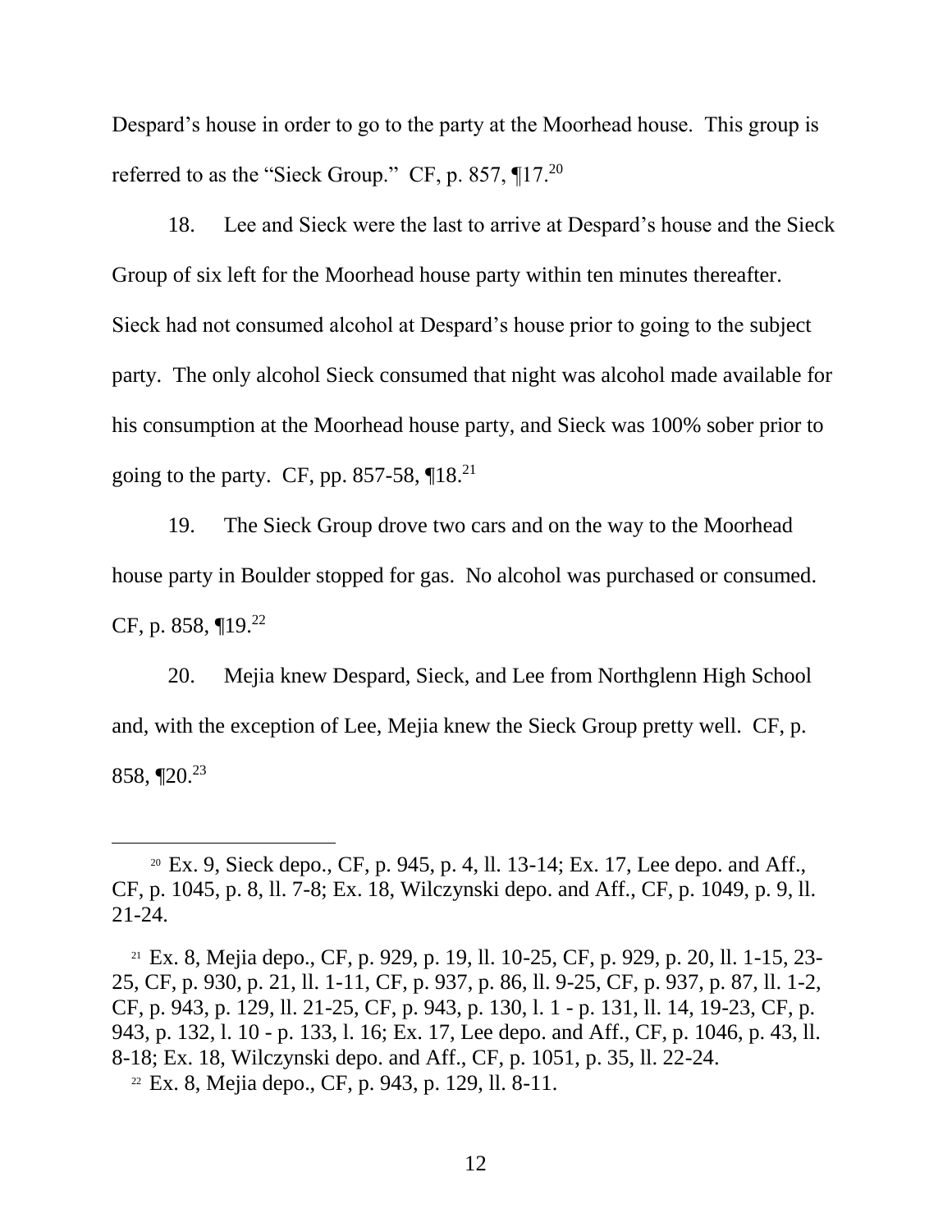Despard's house in order to go to the party at the Moorhead house. This group is referred to as the "Sieck Group." CF, p. 857, ¶17.[20]

18. Lee and Sieck were the last to arrive at Despard's house and the Sieck Group of six left for the Moorhead house party within ten minutes thereafter. Sieck had not consumed alcohol at Despard's house prior to going to the subject party. The only alcohol Sieck consumed that night was alcohol made available for his consumption at the Moorhead house party, and Sieck was 100% sober prior to going to the party. CF, pp. 857-58, ¶18.[21]

19. The Sieck Group drove two cars and on the way to the Moorhead house party in Boulder stopped for gas. No alcohol was purchased or consumed. CF, p. 858, ¶19.[22]

20. Mejia knew Despard, Sieck, and Lee from Northglenn High School and, with the exception of Lee, Mejia knew the Sieck Group pretty well. CF, p. 858, ¶20.[23]

---

[20] Ex. 9, Sieck depo., CF, p. 945, p. 4, ll. 13-14; Ex. 17, Lee depo. and Aff., CF, p. 1045, p. 8, ll. 7-8; Ex. 18, Wilczynski depo. and Aff., CF, p. 1049, p. 9, ll. 21-24.

[21] Ex. 8, Mejia depo., CF, p. 929, p. 19, ll. 10-25, CF, p. 929, p. 20, ll. 1-15, 23-25, CF, p. 930, p. 21, ll. 1-11, CF, p. 937, p. 86, ll. 9-25, CF, p. 937, p. 87, ll. 1-2, CF, p. 943, p. 129, ll. 21-25, CF, p. 943, p. 130, l. 1 - p. 131, ll. 14, 19-23, CF, p. 943, p. 132, l. 10 - p. 133, l. 16; Ex. 17, Lee depo. and Aff., CF, p. 1046, p. 43, ll. 8-18; Ex. 18, Wilczynski depo. and Aff., CF, p. 1051, p. 35, ll. 22-24.

[22] Ex. 8, Mejia depo., CF, p. 943, p. 129, ll. 8-11.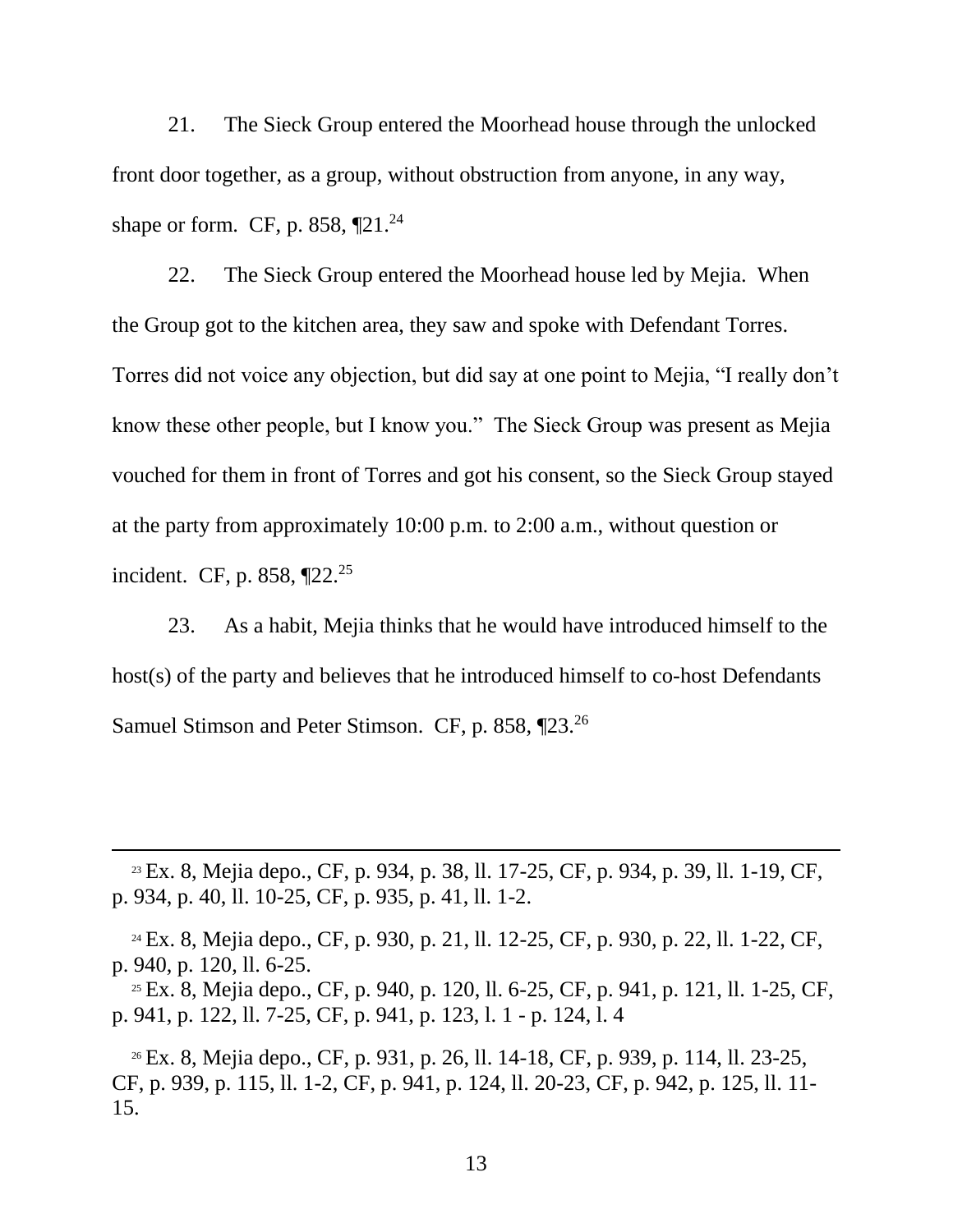21. The Sieck Group entered the Moorhead house through the unlocked front door together, as a group, without obstruction from anyone, in any way, shape or form. CF, p. 858, ¶21.[24]

22. The Sieck Group entered the Moorhead house led by Mejia. When the Group got to the kitchen area, they saw and spoke with Defendant Torres. Torres did not voice any objection, but did say at one point to Mejia, "I really don't know these other people, but I know you." The Sieck Group was present as Mejia vouched for them in front of Torres and got his consent, so the Sieck Group stayed at the party from approximately 10:00 p.m. to 2:00 a.m., without question or incident. CF, p. 858, ¶22.[25]

23. As a habit, Mejia thinks that he would have introduced himself to the host(s) of the party and believes that he introduced himself to co-host Defendants Samuel Stimson and Peter Stimson. CF, p. 858, ¶23.[26]

---

[23] Ex. 8, Mejia depo., CF, p. 934, p. 38, ll. 17-25, CF, p. 934, p. 39, ll. 1-19, CF, p. 934, p. 40, ll. 10-25, CF, p. 935, p. 41, ll. 1-2.

[24] Ex. 8, Mejia depo., CF, p. 930, p. 21, ll. 12-25, CF, p. 930, p. 22, ll. 1-22, CF, p. 940, p. 120, ll. 6-25.

[25] Ex. 8, Mejia depo., CF, p. 940, p. 120, ll. 6-25, CF, p. 941, p. 121, ll. 1-25, CF, p. 941, p. 122, ll. 7-25, CF, p. 941, p. 123, l. 1 - p. 124, l. 4

[26] Ex. 8, Mejia depo., CF, p. 931, p. 26, ll. 14-18, CF, p. 939, p. 114, ll. 23-25, CF, p. 939, p. 115, ll. 1-2, CF, p. 941, p. 124, ll. 20-23, CF, p. 942, p. 125, ll. 11-15.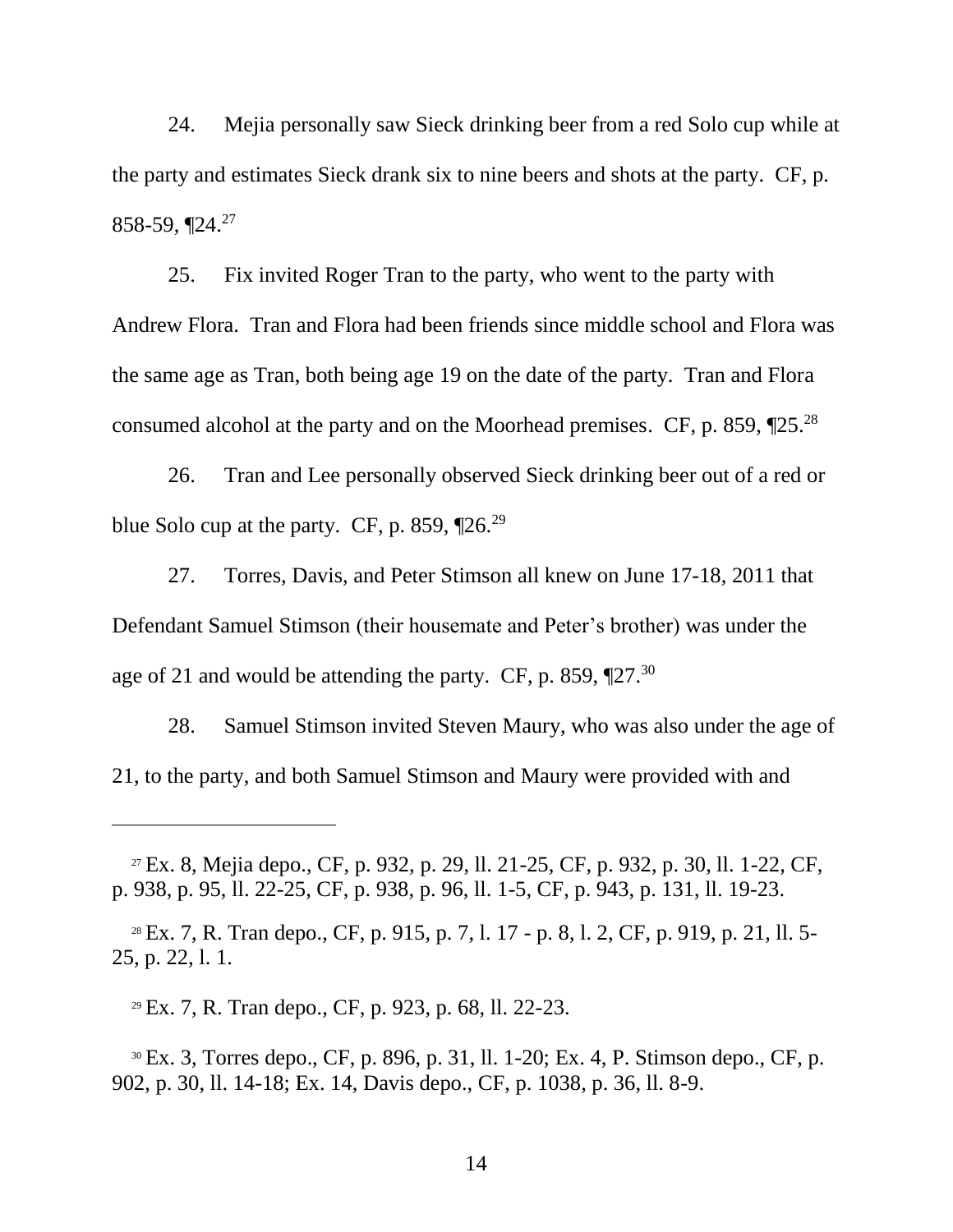24. Mejia personally saw Sieck drinking beer from a red Solo cup while at the party and estimates Sieck drank six to nine beers and shots at the party. CF, p. 858-59, ¶24.[27]

25. Fix invited Roger Tran to the party, who went to the party with Andrew Flora. Tran and Flora had been friends since middle school and Flora was the same age as Tran, both being age 19 on the date of the party. Tran and Flora consumed alcohol at the party and on the Moorhead premises. CF, p. 859, ¶25.[28]

26. Tran and Lee personally observed Sieck drinking beer out of a red or blue Solo cup at the party. CF, p. 859, ¶26.[29]

27. Torres, Davis, and Peter Stimson all knew on June 17-18, 2011 that Defendant Samuel Stimson (their housemate and Peter's brother) was under the age of 21 and would be attending the party. CF, p. 859, ¶27.[30]

28. Samuel Stimson invited Steven Maury, who was also under the age of 21, to the party, and both Samuel Stimson and Maury were provided with and

---

[27] Ex. 8, Mejia depo., CF, p. 932, p. 29, ll. 21-25, CF, p. 932, p. 30, ll. 1-22, CF, p. 938, p. 95, ll. 22-25, CF, p. 938, p. 96, ll. 1-5, CF, p. 943, p. 131, ll. 19-23.

[28] Ex. 7, R. Tran depo., CF, p. 915, p. 7, l. 17 - p. 8, l. 2, CF, p. 919, p. 21, ll. 5-25, p. 22, l. 1.

[29] Ex. 7, R. Tran depo., CF, p. 923, p. 68, ll. 22-23.

[30] Ex. 3, Torres depo., CF, p. 896, p. 31, ll. 1-20; Ex. 4, P. Stimson depo., CF, p. 902, p. 30, ll. 14-18; Ex. 14, Davis depo., CF, p. 1038, p. 36, ll. 8-9.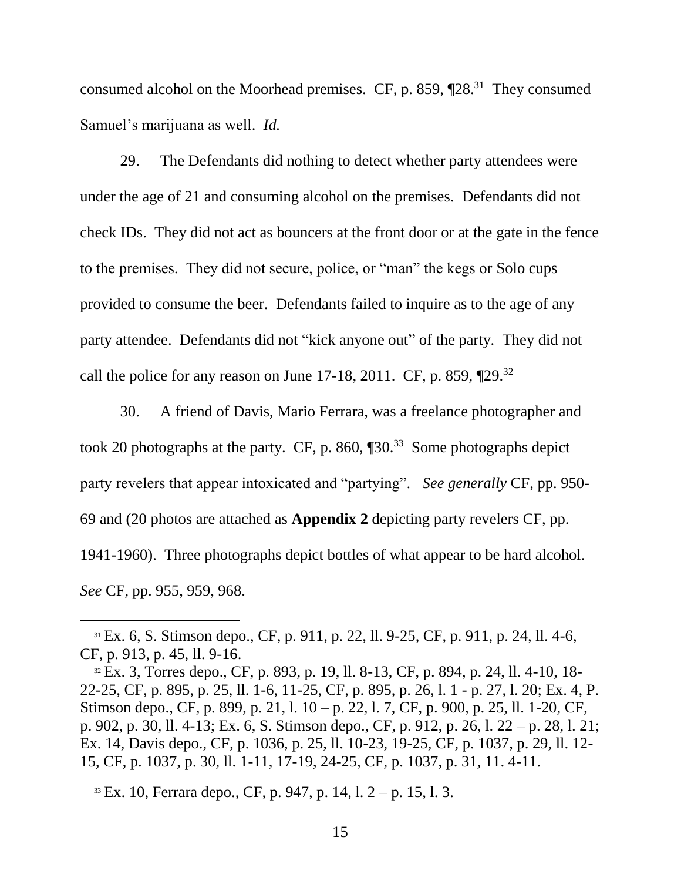consumed alcohol on the Moorhead premises. CF, p. 859, ¶28.[31] They consumed Samuel's marijuana as well. *Id.*

29. The Defendants did nothing to detect whether party attendees were under the age of 21 and consuming alcohol on the premises. Defendants did not check IDs. They did not act as bouncers at the front door or at the gate in the fence to the premises. They did not secure, police, or "man" the kegs or Solo cups provided to consume the beer. Defendants failed to inquire as to the age of any party attendee. Defendants did not "kick anyone out" of the party. They did not call the police for any reason on June 17-18, 2011. CF, p. 859, ¶29.[32]

30. A friend of Davis, Mario Ferrara, was a freelance photographer and took 20 photographs at the party. CF, p. 860, ¶30.[33] Some photographs depict party revelers that appear intoxicated and "partying". *See generally* CF, pp. 950-69 and (20 photos are attached as **Appendix 2** depicting party revelers CF, pp. 1941-1960). Three photographs depict bottles of what appear to be hard alcohol. *See* CF, pp. 955, 959, 968.

---

[31] Ex. 6, S. Stimson depo., CF, p. 911, p. 22, ll. 9-25, CF, p. 911, p. 24, ll. 4-6, CF, p. 913, p. 45, ll. 9-16.

[32] Ex. 3, Torres depo., CF, p. 893, p. 19, ll. 8-13, CF, p. 894, p. 24, ll. 4-10, 18-22-25, CF, p. 895, p. 25, ll. 1-6, 11-25, CF, p. 895, p. 26, l. 1 - p. 27, l. 20; Ex. 4, P. Stimson depo., CF, p. 899, p. 21, l. 10 – p. 22, l. 7, CF, p. 900, p. 25, ll. 1-20, CF, p. 902, p. 30, ll. 4-13; Ex. 6, S. Stimson depo., CF, p. 912, p. 26, l. 22 – p. 28, l. 21; Ex. 14, Davis depo., CF, p. 1036, p. 25, ll. 10-23, 19-25, CF, p. 1037, p. 29, ll. 12-15, CF, p. 1037, p. 30, ll. 1-11, 17-19, 24-25, CF, p. 1037, p. 31, 11. 4-11.

[33] Ex. 10, Ferrara depo., CF, p. 947, p. 14, l. 2 – p. 15, l. 3.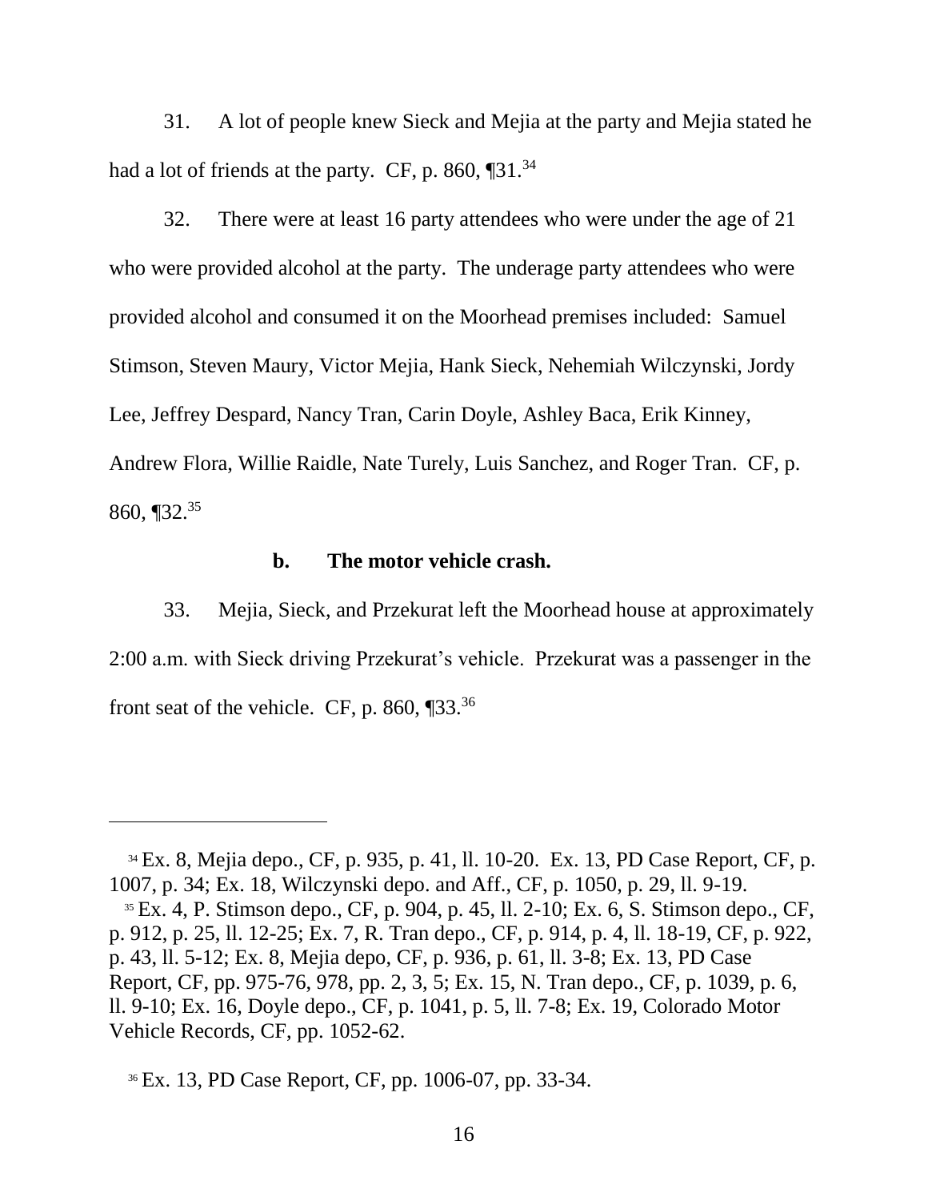31. A lot of people knew Sieck and Mejia at the party and Mejia stated he had a lot of friends at the party. CF, p. 860, ¶31.[34]

32. There were at least 16 party attendees who were under the age of 21 who were provided alcohol at the party. The underage party attendees who were provided alcohol and consumed it on the Moorhead premises included: Samuel Stimson, Steven Maury, Victor Mejia, Hank Sieck, Nehemiah Wilczynski, Jordy Lee, Jeffrey Despard, Nancy Tran, Carin Doyle, Ashley Baca, Erik Kinney, Andrew Flora, Willie Raidle, Nate Turely, Luis Sanchez, and Roger Tran. CF, p. 860, ¶32.[35]

**b. The motor vehicle crash.**

33. Mejia, Sieck, and Przekurat left the Moorhead house at approximately 2:00 a.m. with Sieck driving Przekurat's vehicle. Przekurat was a passenger in the front seat of the vehicle. CF, p. 860, ¶33.[36]

---

[34] Ex. 8, Mejia depo., CF, p. 935, p. 41, ll. 10-20. Ex. 13, PD Case Report, CF, p. 1007, p. 34; Ex. 18, Wilczynski depo. and Aff., CF, p. 1050, p. 29, ll. 9-19.

[35] Ex. 4, P. Stimson depo., CF, p. 904, p. 45, ll. 2-10; Ex. 6, S. Stimson depo., CF, p. 912, p. 25, ll. 12-25; Ex. 7, R. Tran depo., CF, p. 914, p. 4, ll. 18-19, CF, p. 922, p. 43, ll. 5-12; Ex. 8, Mejia depo, CF, p. 936, p. 61, ll. 3-8; Ex. 13, PD Case Report, CF, pp. 975-76, 978, pp. 2, 3, 5; Ex. 15, N. Tran depo., CF, p. 1039, p. 6, ll. 9-10; Ex. 16, Doyle depo., CF, p. 1041, p. 5, ll. 7-8; Ex. 19, Colorado Motor Vehicle Records, CF, pp. 1052-62.

[36] Ex. 13, PD Case Report, CF, pp. 1006-07, pp. 33-34.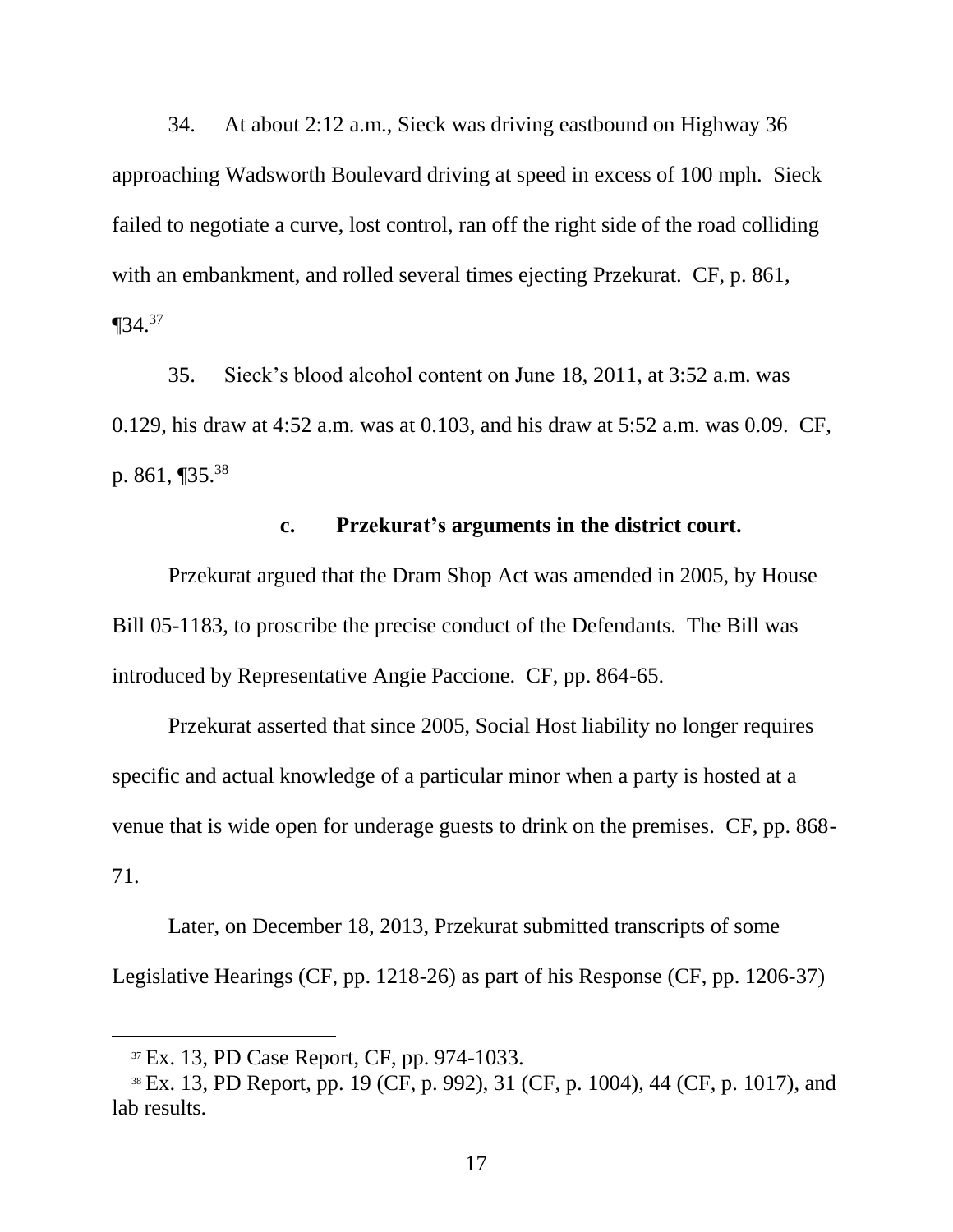34. At about 2:12 a.m., Sieck was driving eastbound on Highway 36 approaching Wadsworth Boulevard driving at speed in excess of 100 mph. Sieck failed to negotiate a curve, lost control, ran off the right side of the road colliding with an embankment, and rolled several times ejecting Przekurat. CF, p. 861, ¶34.[37]

35. Sieck's blood alcohol content on June 18, 2011, at 3:52 a.m. was 0.129, his draw at 4:52 a.m. was at 0.103, and his draw at 5:52 a.m. was 0.09. CF, p. 861, ¶35.[38]

**c. Przekurat's arguments in the district court.**

Przekurat argued that the Dram Shop Act was amended in 2005, by House Bill 05-1183, to proscribe the precise conduct of the Defendants. The Bill was introduced by Representative Angie Paccione. CF, pp. 864-65.

Przekurat asserted that since 2005, Social Host liability no longer requires specific and actual knowledge of a particular minor when a party is hosted at a venue that is wide open for underage guests to drink on the premises. CF, pp. 868-71.

Later, on December 18, 2013, Przekurat submitted transcripts of some Legislative Hearings (CF, pp. 1218-26) as part of his Response (CF, pp. 1206-37)

---

[37] Ex. 13, PD Case Report, CF, pp. 974-1033.

[38] Ex. 13, PD Report, pp. 19 (CF, p. 992), 31 (CF, p. 1004), 44 (CF, p. 1017), and lab results.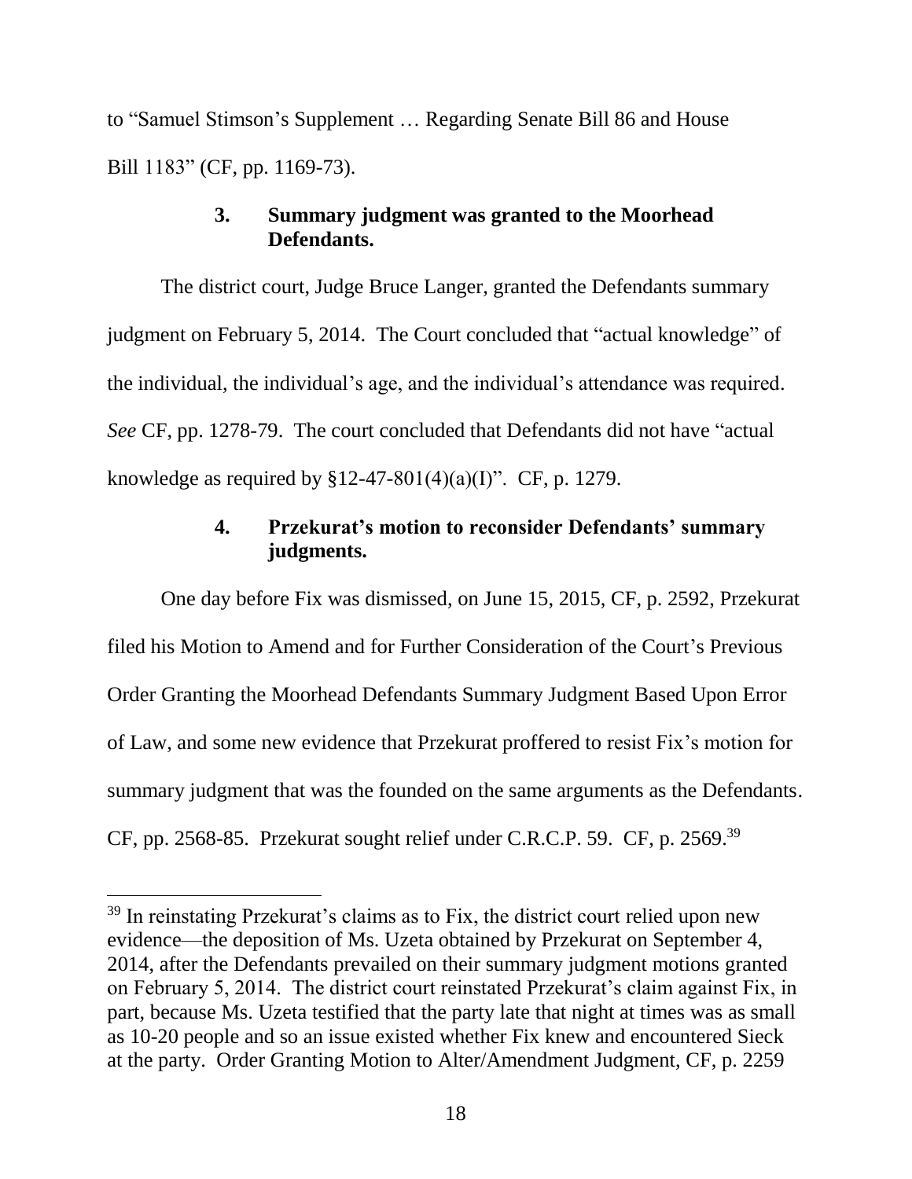to "Samuel Stimson's Supplement … Regarding Senate Bill 86 and House Bill 1183" (CF, pp. 1169-73).

### 3. Summary judgment was granted to the Moorhead Defendants.

The district court, Judge Bruce Langer, granted the Defendants summary judgment on February 5, 2014. The Court concluded that "actual knowledge" of the individual, the individual's age, and the individual's attendance was required. *See* CF, pp. 1278-79. The court concluded that Defendants did not have "actual knowledge as required by §12-47-801(4)(a)(I)". CF, p. 1279.

### 4. Przekurat's motion to reconsider Defendants' summary judgments.

One day before Fix was dismissed, on June 15, 2015, CF, p. 2592, Przekurat filed his Motion to Amend and for Further Consideration of the Court's Previous Order Granting the Moorhead Defendants Summary Judgment Based Upon Error of Law, and some new evidence that Przekurat proffered to resist Fix's motion for summary judgment that was the founded on the same arguments as the Defendants. CF, pp. 2568-85. Przekurat sought relief under C.R.C.P. 59. CF, p. 2569.[39]

---

[39] In reinstating Przekurat's claims as to Fix, the district court relied upon new evidence—the deposition of Ms. Uzeta obtained by Przekurat on September 4, 2014, after the Defendants prevailed on their summary judgment motions granted on February 5, 2014. The district court reinstated Przekurat's claim against Fix, in part, because Ms. Uzeta testified that the party late that night at times was as small as 10-20 people and so an issue existed whether Fix knew and encountered Sieck at the party. Order Granting Motion to Alter/Amendment Judgment, CF, p. 2259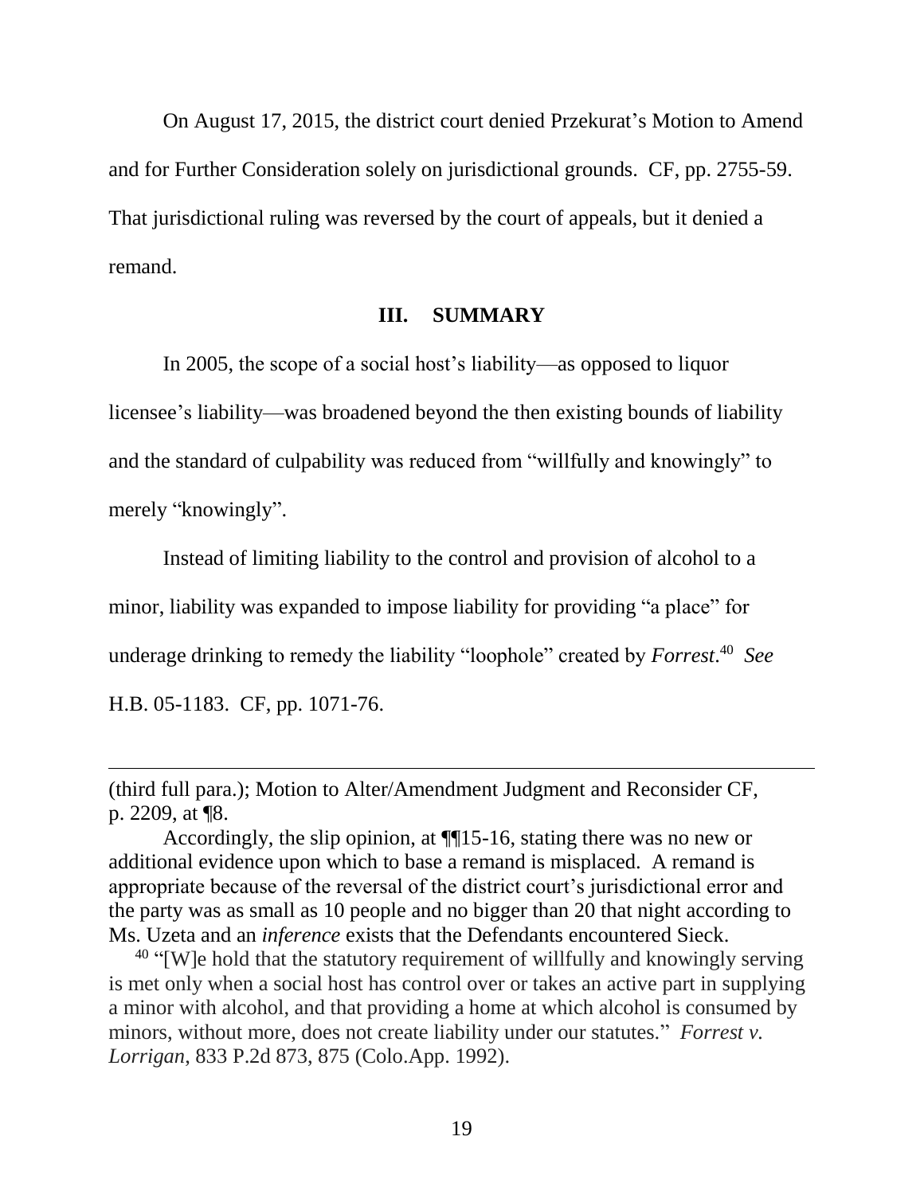On August 17, 2015, the district court denied Przekurat's Motion to Amend and for Further Consideration solely on jurisdictional grounds. CF, pp. 2755-59. That jurisdictional ruling was reversed by the court of appeals, but it denied a remand.

## III. SUMMARY

In 2005, the scope of a social host's liability—as opposed to liquor licensee's liability—was broadened beyond the then existing bounds of liability and the standard of culpability was reduced from "willfully and knowingly" to merely "knowingly".

Instead of limiting liability to the control and provision of alcohol to a minor, liability was expanded to impose liability for providing "a place" for underage drinking to remedy the liability "loophole" created by *Forrest*.[40] *See* H.B. 05-1183. CF, pp. 1071-76.

---

(third full para.); Motion to Alter/Amendment Judgment and Reconsider CF, p. 2209, at ¶8.

Accordingly, the slip opinion, at ¶¶15-16, stating there was no new or additional evidence upon which to base a remand is misplaced. A remand is appropriate because of the reversal of the district court's jurisdictional error and the party was as small as 10 people and no bigger than 20 that night according to Ms. Uzeta and an *inference* exists that the Defendants encountered Sieck.

[40] "[W]e hold that the statutory requirement of willfully and knowingly serving is met only when a social host has control over or takes an active part in supplying a minor with alcohol, and that providing a home at which alcohol is consumed by minors, without more, does not create liability under our statutes." *Forrest v. Lorrigan*, 833 P.2d 873, 875 (Colo.App. 1992).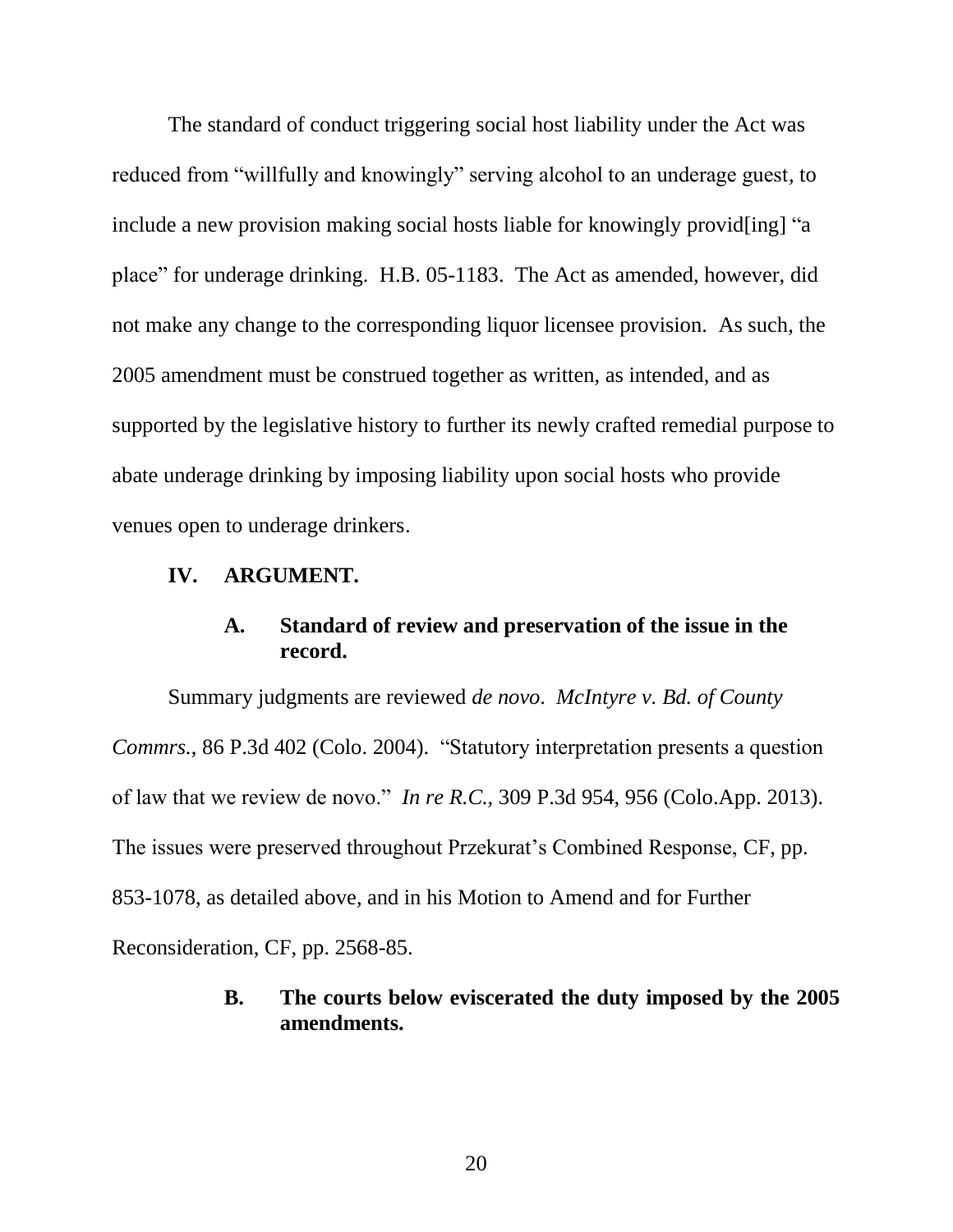The standard of conduct triggering social host liability under the Act was reduced from "willfully and knowingly" serving alcohol to an underage guest, to include a new provision making social hosts liable for knowingly provid[ing] "a place" for underage drinking. H.B. 05-1183. The Act as amended, however, did not make any change to the corresponding liquor licensee provision. As such, the 2005 amendment must be construed together as written, as intended, and as supported by the legislative history to further its newly crafted remedial purpose to abate underage drinking by imposing liability upon social hosts who provide venues open to underage drinkers.

## IV. ARGUMENT.

### A. Standard of review and preservation of the issue in the record.

Summary judgments are reviewed *de novo*. *McIntyre v. Bd. of County Commrs.*, 86 P.3d 402 (Colo. 2004). "Statutory interpretation presents a question of law that we review de novo." *In re R.C.*, 309 P.3d 954, 956 (Colo.App. 2013). The issues were preserved throughout Przekurat's Combined Response, CF, pp. 853-1078, as detailed above, and in his Motion to Amend and for Further Reconsideration, CF, pp. 2568-85.

### B. The courts below eviscerated the duty imposed by the 2005 amendments.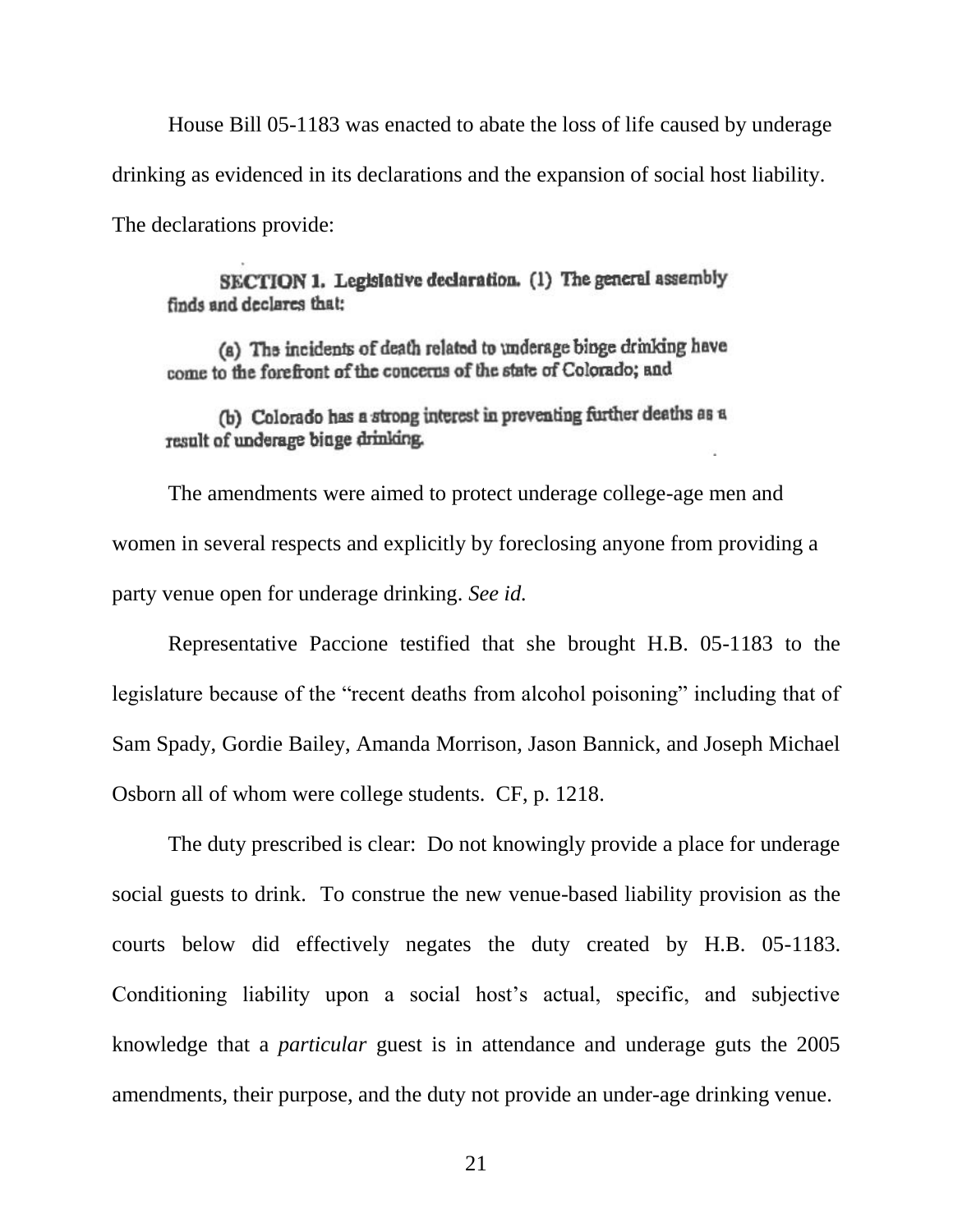House Bill 05-1183 was enacted to abate the loss of life caused by underage drinking as evidenced in its declarations and the expansion of social host liability. The declarations provide:

> **SECTION 1. Legislative declaration.** (1) The general assembly finds and declares that:
>
> (a) The incidents of death related to underage binge drinking have come to the forefront of the concerns of the state of Colorado; and
>
> (b) Colorado has a strong interest in preventing further deaths as a result of underage binge drinking.

The amendments were aimed to protect underage college-age men and women in several respects and explicitly by foreclosing anyone from providing a party venue open for underage drinking. *See id.*

Representative Paccione testified that she brought H.B. 05-1183 to the legislature because of the "recent deaths from alcohol poisoning" including that of Sam Spady, Gordie Bailey, Amanda Morrison, Jason Bannick, and Joseph Michael Osborn all of whom were college students. CF, p. 1218.

The duty prescribed is clear: Do not knowingly provide a place for underage social guests to drink. To construe the new venue-based liability provision as the courts below did effectively negates the duty created by H.B. 05-1183. Conditioning liability upon a social host's actual, specific, and subjective knowledge that a *particular* guest is in attendance and underage guts the 2005 amendments, their purpose, and the duty not provide an under-age drinking venue.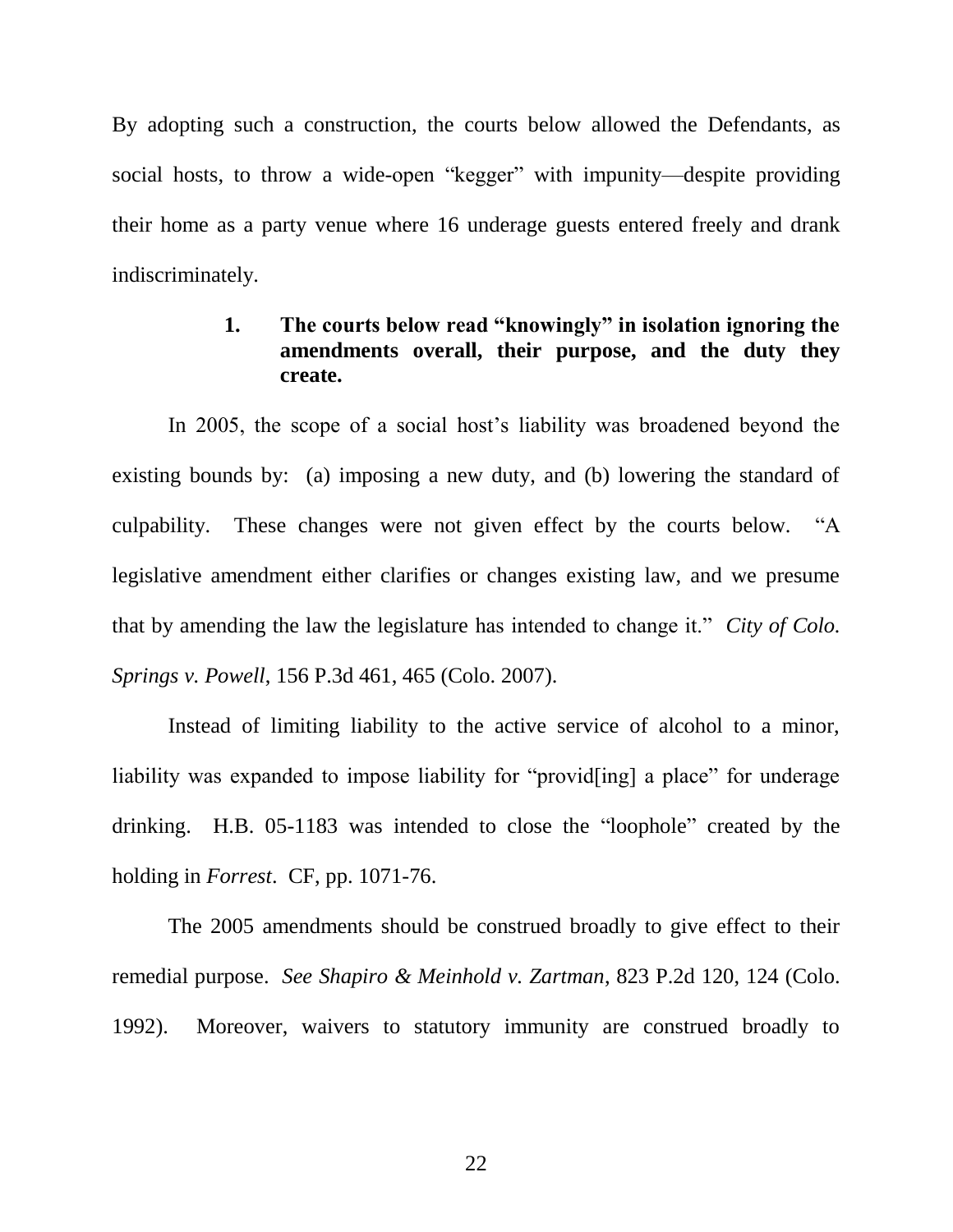By adopting such a construction, the courts below allowed the Defendants, as social hosts, to throw a wide-open "kegger" with impunity—despite providing their home as a party venue where 16 underage guests entered freely and drank indiscriminately.

### 1. The courts below read "knowingly" in isolation ignoring the amendments overall, their purpose, and the duty they create.

In 2005, the scope of a social host's liability was broadened beyond the existing bounds by: (a) imposing a new duty, and (b) lowering the standard of culpability. These changes were not given effect by the courts below. "A legislative amendment either clarifies or changes existing law, and we presume that by amending the law the legislature has intended to change it." *City of Colo. Springs v. Powell*, 156 P.3d 461, 465 (Colo. 2007).

Instead of limiting liability to the active service of alcohol to a minor, liability was expanded to impose liability for "provid[ing] a place" for underage drinking. H.B. 05-1183 was intended to close the "loophole" created by the holding in *Forrest*. CF, pp. 1071-76.

The 2005 amendments should be construed broadly to give effect to their remedial purpose. *See Shapiro & Meinhold v. Zartman*, 823 P.2d 120, 124 (Colo. 1992). Moreover, waivers to statutory immunity are construed broadly to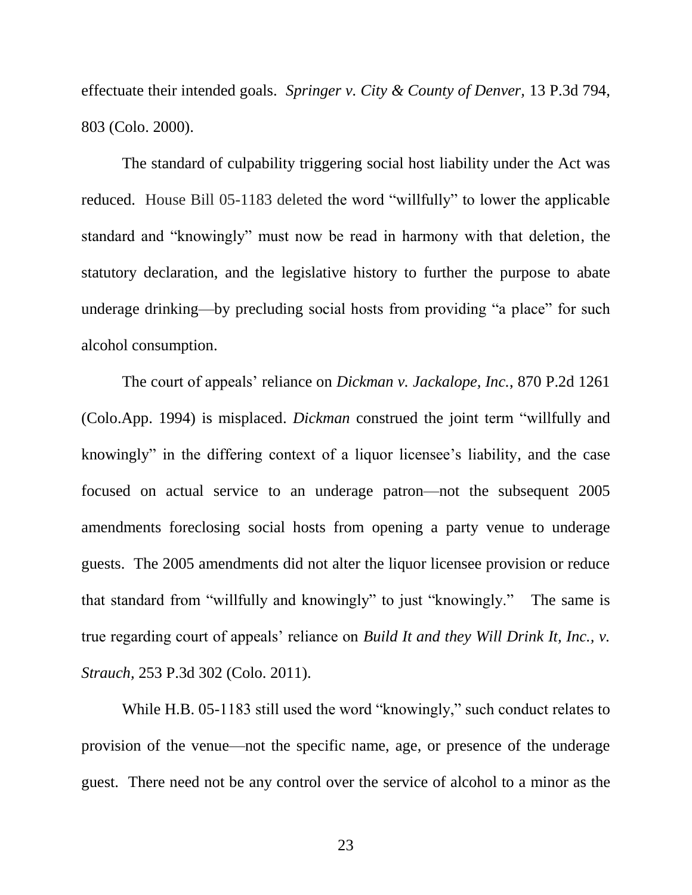effectuate their intended goals. *Springer v. City & County of Denver*, 13 P.3d 794, 803 (Colo. 2000).

The standard of culpability triggering social host liability under the Act was reduced. House Bill 05-1183 deleted the word "willfully" to lower the applicable standard and "knowingly" must now be read in harmony with that deletion, the statutory declaration, and the legislative history to further the purpose to abate underage drinking—by precluding social hosts from providing "a place" for such alcohol consumption.

The court of appeals' reliance on *Dickman v. Jackalope, Inc.*, 870 P.2d 1261 (Colo.App. 1994) is misplaced. *Dickman* construed the joint term "willfully and knowingly" in the differing context of a liquor licensee's liability, and the case focused on actual service to an underage patron—not the subsequent 2005 amendments foreclosing social hosts from opening a party venue to underage guests. The 2005 amendments did not alter the liquor licensee provision or reduce that standard from "willfully and knowingly" to just "knowingly." The same is true regarding court of appeals' reliance on *Build It and they Will Drink It, Inc., v. Strauch*, 253 P.3d 302 (Colo. 2011).

While H.B. 05-1183 still used the word "knowingly," such conduct relates to provision of the venue—not the specific name, age, or presence of the underage guest. There need not be any control over the service of alcohol to a minor as the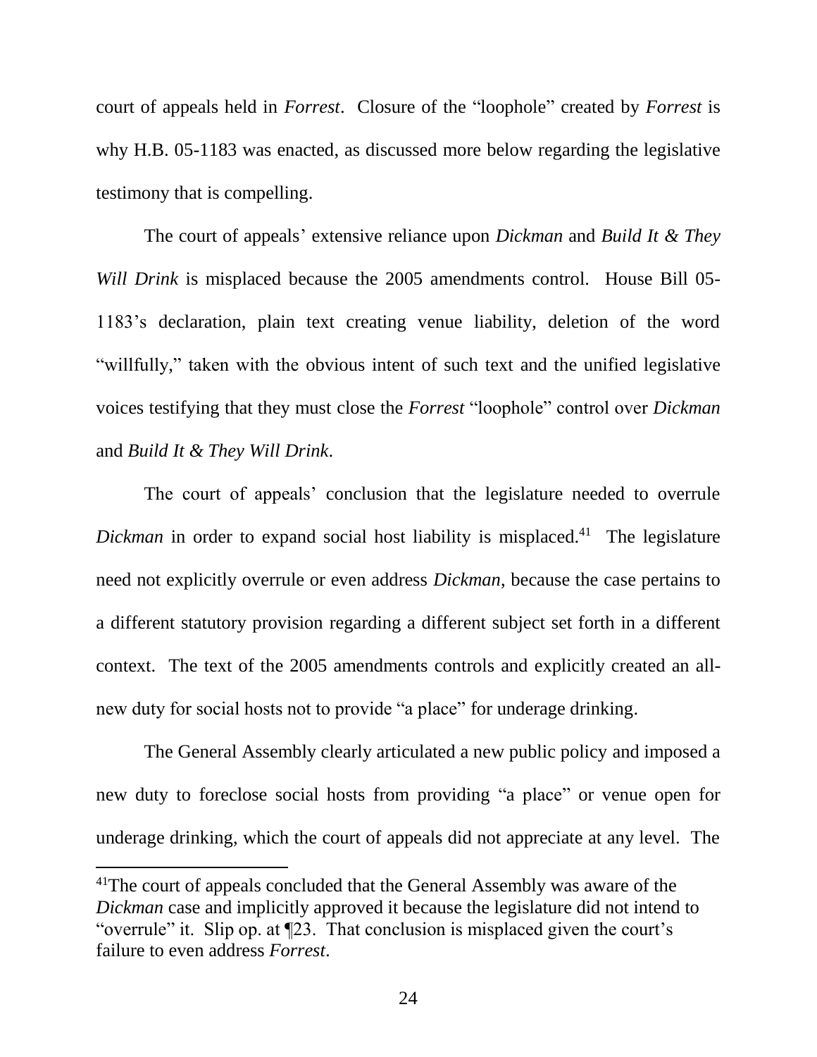court of appeals held in *Forrest*. Closure of the "loophole" created by *Forrest* is why H.B. 05-1183 was enacted, as discussed more below regarding the legislative testimony that is compelling.

The court of appeals' extensive reliance upon *Dickman* and *Build It & They Will Drink* is misplaced because the 2005 amendments control. House Bill 05-1183's declaration, plain text creating venue liability, deletion of the word "willfully," taken with the obvious intent of such text and the unified legislative voices testifying that they must close the *Forrest* "loophole" control over *Dickman* and *Build It & They Will Drink*.

The court of appeals' conclusion that the legislature needed to overrule *Dickman* in order to expand social host liability is misplaced.[41] The legislature need not explicitly overrule or even address *Dickman*, because the case pertains to a different statutory provision regarding a different subject set forth in a different context. The text of the 2005 amendments controls and explicitly created an all-new duty for social hosts not to provide "a place" for underage drinking.

The General Assembly clearly articulated a new public policy and imposed a new duty to foreclose social hosts from providing "a place" or venue open for underage drinking, which the court of appeals did not appreciate at any level. The

[41] The court of appeals concluded that the General Assembly was aware of the *Dickman* case and implicitly approved it because the legislature did not intend to "overrule" it. Slip op. at ¶23. That conclusion is misplaced given the court's failure to even address *Forrest*.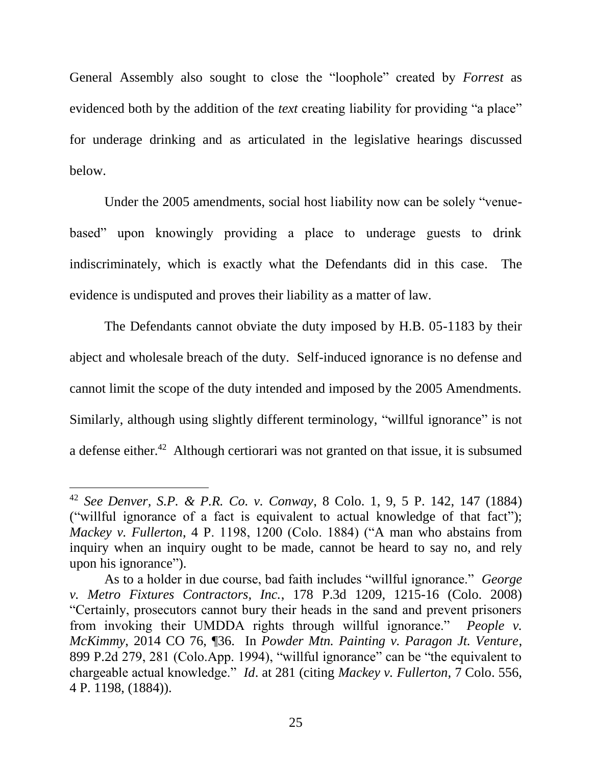General Assembly also sought to close the "loophole" created by *Forrest* as evidenced both by the addition of the *text* creating liability for providing "a place" for underage drinking and as articulated in the legislative hearings discussed below.

Under the 2005 amendments, social host liability now can be solely "venue-based" upon knowingly providing a place to underage guests to drink indiscriminately, which is exactly what the Defendants did in this case. The evidence is undisputed and proves their liability as a matter of law.

The Defendants cannot obviate the duty imposed by H.B. 05-1183 by their abject and wholesale breach of the duty. Self-induced ignorance is no defense and cannot limit the scope of the duty intended and imposed by the 2005 Amendments. Similarly, although using slightly different terminology, "willful ignorance" is not a defense either.[42] Although certiorari was not granted on that issue, it is subsumed

---

[42] *See Denver, S.P. & P.R. Co. v. Conway*, 8 Colo. 1, 9, 5 P. 142, 147 (1884) ("willful ignorance of a fact is equivalent to actual knowledge of that fact"); *Mackey v. Fullerton*, 4 P. 1198, 1200 (Colo. 1884) ("A man who abstains from inquiry when an inquiry ought to be made, cannot be heard to say no, and rely upon his ignorance").

As to a holder in due course, bad faith includes "willful ignorance." *George v. Metro Fixtures Contractors, Inc.*, 178 P.3d 1209, 1215-16 (Colo. 2008) "Certainly, prosecutors cannot bury their heads in the sand and prevent prisoners from invoking their UMDDA rights through willful ignorance." *People v. McKimmy*, 2014 CO 76, ¶36. In *Powder Mtn. Painting v. Paragon Jt. Venture*, 899 P.2d 279, 281 (Colo.App. 1994), "willful ignorance" can be "the equivalent to chargeable actual knowledge." *Id*. at 281 (citing *Mackey v. Fullerton*, 7 Colo. 556, 4 P. 1198, (1884)).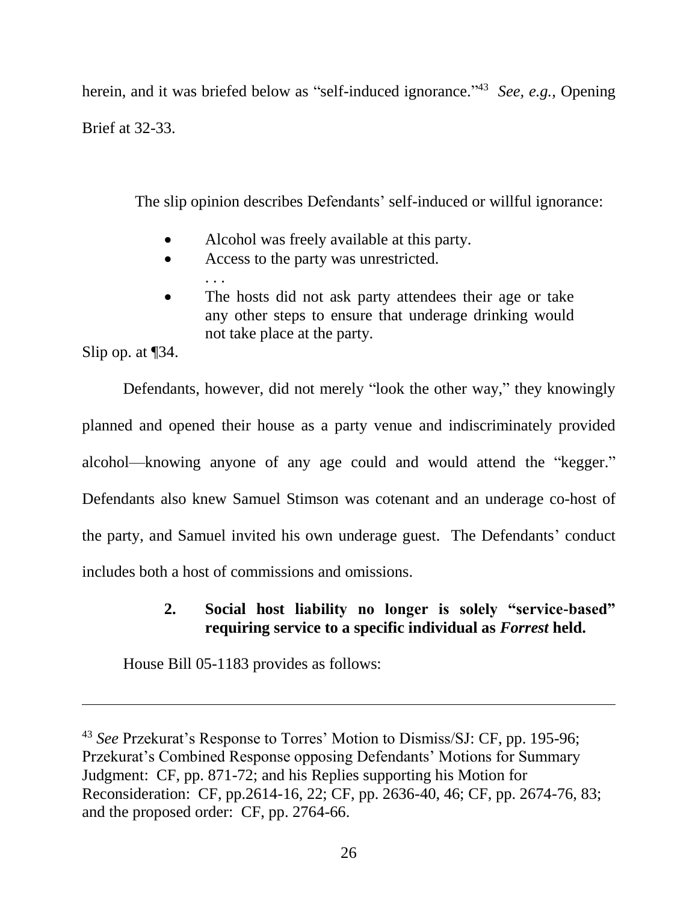herein, and it was briefed below as "self-induced ignorance."[43] *See, e.g.,* Opening Brief at 32-33.

The slip opinion describes Defendants' self-induced or willful ignorance:

> - Alcohol was freely available at this party.
> - Access to the party was unrestricted.
>
> . . .
>
> - The hosts did not ask party attendees their age or take any other steps to ensure that underage drinking would not take place at the party.

Slip op. at ¶34.

Defendants, however, did not merely "look the other way," they knowingly planned and opened their house as a party venue and indiscriminately provided alcohol—knowing anyone of any age could and would attend the "kegger." Defendants also knew Samuel Stimson was cotenant and an underage co-host of the party, and Samuel invited his own underage guest. The Defendants' conduct includes both a host of commissions and omissions.

### 2. Social host liability no longer is solely "service-based" requiring service to a specific individual as *Forrest* held.

House Bill 05-1183 provides as follows:

---

[43] *See* Przekurat's Response to Torres' Motion to Dismiss/SJ: CF, pp. 195-96; Przekurat's Combined Response opposing Defendants' Motions for Summary Judgment: CF, pp. 871-72; and his Replies supporting his Motion for Reconsideration: CF, pp.2614-16, 22; CF, pp. 2636-40, 46; CF, pp. 2674-76, 83; and the proposed order: CF, pp. 2764-66.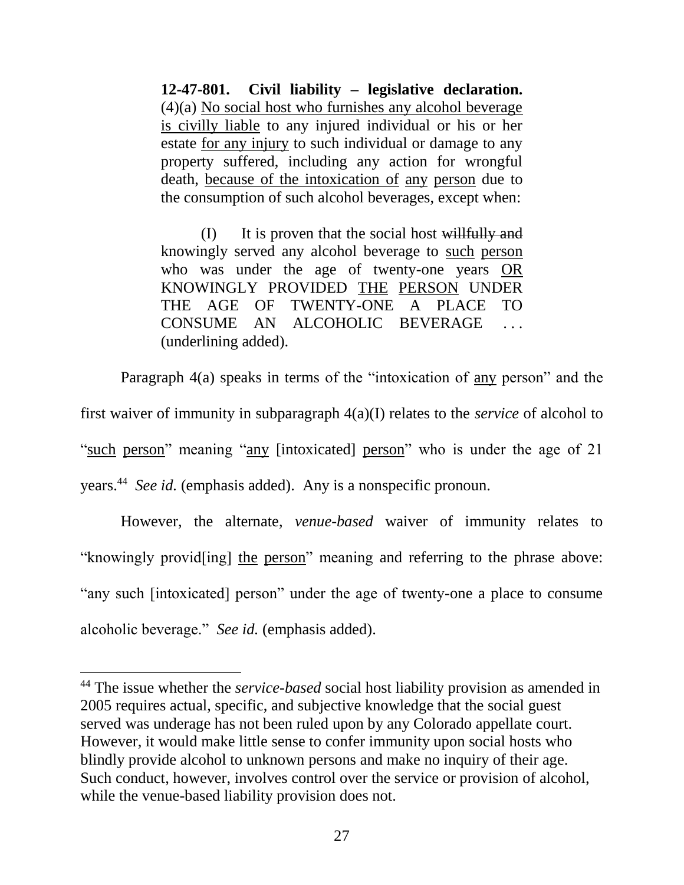> **12-47-801. Civil liability – legislative declaration.** (4)(a) <u>No social host who furnishes any alcohol beverage is civilly liable</u> to any injured individual or his or her estate <u>for any injury</u> to such individual or damage to any property suffered, including any action for wrongful death, <u>because of the intoxication of</u> <u>any</u> <u>person</u> due to the consumption of such alcohol beverages, except when:
>
> (I) It is proven that the social host ~~willfully and~~ knowingly served any alcohol beverage to <u>such</u> <u>person</u> who was under the age of twenty-one years <u>OR</u> KNOWINGLY PROVIDED <u>THE</u> <u>PERSON</u> UNDER THE AGE OF TWENTY-ONE A PLACE TO CONSUME AN ALCOHOLIC BEVERAGE . . . (underlining added).

Paragraph 4(a) speaks in terms of the "intoxication of <u>any</u> person" and the first waiver of immunity in subparagraph 4(a)(I) relates to the *service* of alcohol to "<u>such</u> <u>person</u>" meaning "<u>any</u> [intoxicated] <u>person</u>" who is under the age of 21 years.[44] *See id.* (emphasis added). Any is a nonspecific pronoun.

However, the alternate, *venue-based* waiver of immunity relates to "knowingly provid[ing] <u>the</u> <u>person</u>" meaning and referring to the phrase above: "any such [intoxicated] person" under the age of twenty-one a place to consume alcoholic beverage." *See id.* (emphasis added).

---

[44] The issue whether the *service-based* social host liability provision as amended in 2005 requires actual, specific, and subjective knowledge that the social guest served was underage has not been ruled upon by any Colorado appellate court. However, it would make little sense to confer immunity upon social hosts who blindly provide alcohol to unknown persons and make no inquiry of their age. Such conduct, however, involves control over the service or provision of alcohol, while the venue-based liability provision does not.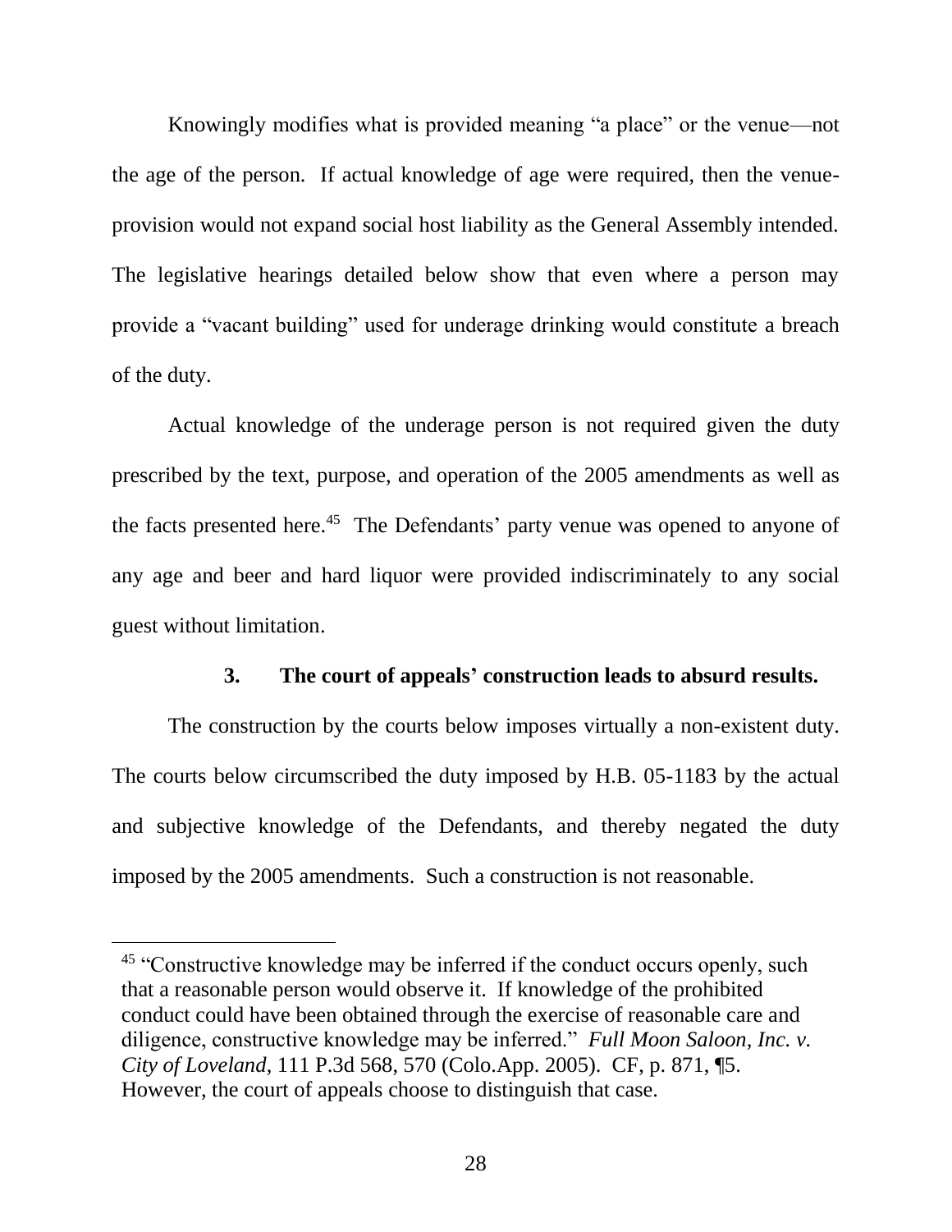Knowingly modifies what is provided meaning "a place" or the venue—not the age of the person. If actual knowledge of age were required, then the venue-provision would not expand social host liability as the General Assembly intended. The legislative hearings detailed below show that even where a person may provide a "vacant building" used for underage drinking would constitute a breach of the duty.

Actual knowledge of the underage person is not required given the duty prescribed by the text, purpose, and operation of the 2005 amendments as well as the facts presented here.[45] The Defendants' party venue was opened to anyone of any age and beer and hard liquor were provided indiscriminately to any social guest without limitation.

### 3. The court of appeals' construction leads to absurd results.

The construction by the courts below imposes virtually a non-existent duty. The courts below circumscribed the duty imposed by H.B. 05-1183 by the actual and subjective knowledge of the Defendants, and thereby negated the duty imposed by the 2005 amendments. Such a construction is not reasonable.

---

[45] "Constructive knowledge may be inferred if the conduct occurs openly, such that a reasonable person would observe it. If knowledge of the prohibited conduct could have been obtained through the exercise of reasonable care and diligence, constructive knowledge may be inferred." *Full Moon Saloon, Inc. v. City of Loveland*, 111 P.3d 568, 570 (Colo.App. 2005). CF, p. 871, ¶5. However, the court of appeals choose to distinguish that case.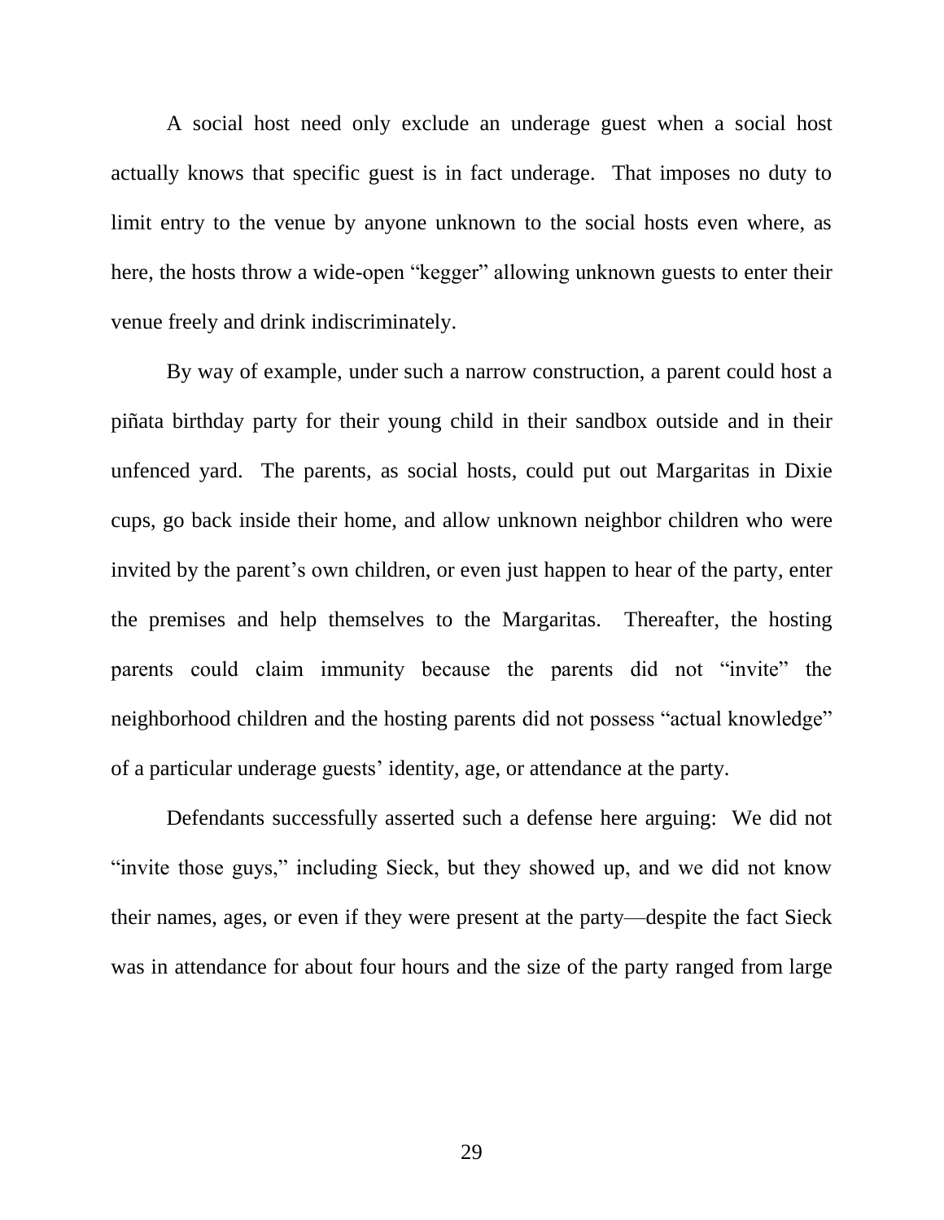A social host need only exclude an underage guest when a social host actually knows that specific guest is in fact underage. That imposes no duty to limit entry to the venue by anyone unknown to the social hosts even where, as here, the hosts throw a wide-open "kegger" allowing unknown guests to enter their venue freely and drink indiscriminately.

By way of example, under such a narrow construction, a parent could host a piñata birthday party for their young child in their sandbox outside and in their unfenced yard. The parents, as social hosts, could put out Margaritas in Dixie cups, go back inside their home, and allow unknown neighbor children who were invited by the parent's own children, or even just happen to hear of the party, enter the premises and help themselves to the Margaritas. Thereafter, the hosting parents could claim immunity because the parents did not "invite" the neighborhood children and the hosting parents did not possess "actual knowledge" of a particular underage guests' identity, age, or attendance at the party.

Defendants successfully asserted such a defense here arguing: We did not "invite those guys," including Sieck, but they showed up, and we did not know their names, ages, or even if they were present at the party—despite the fact Sieck was in attendance for about four hours and the size of the party ranged from large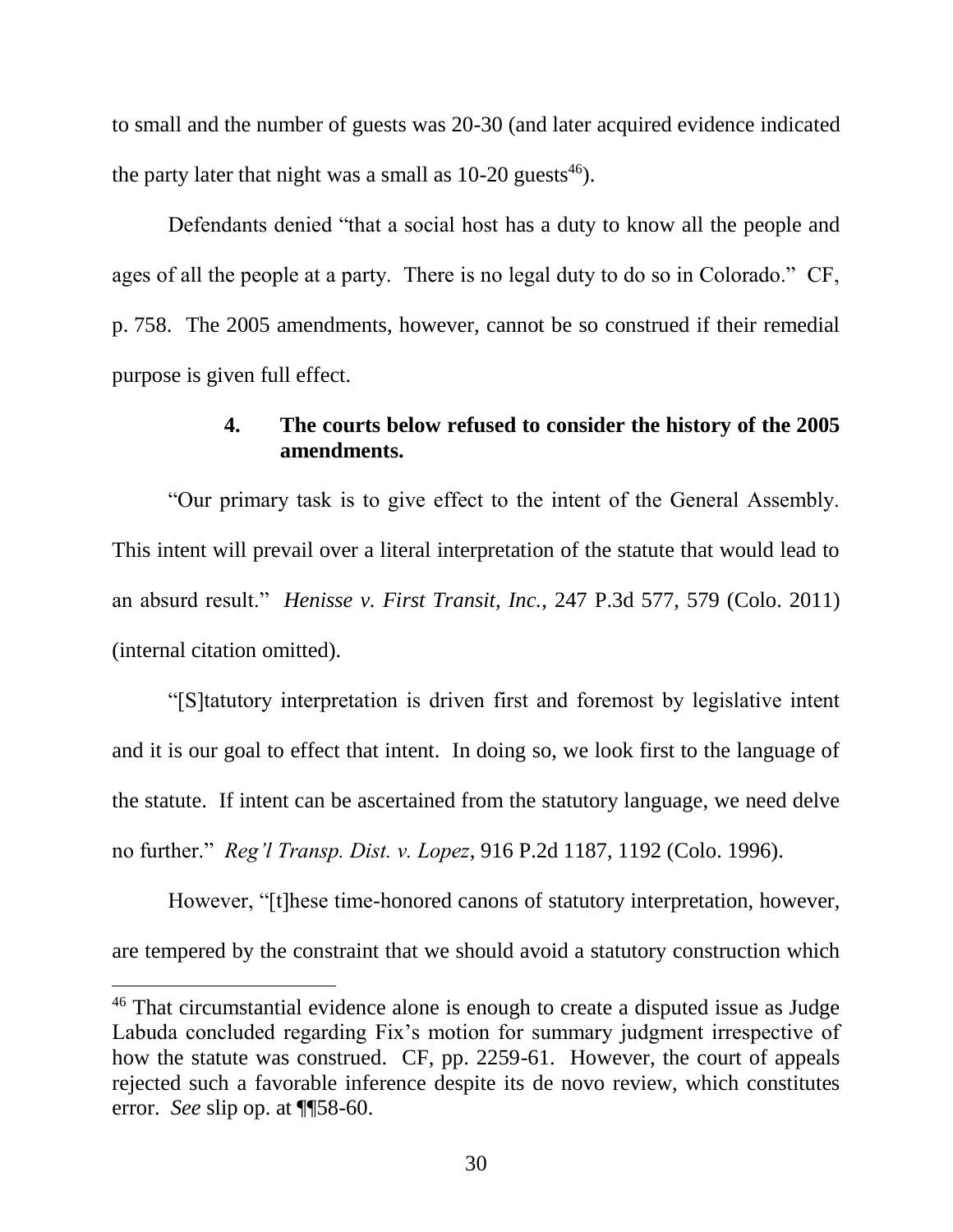to small and the number of guests was 20-30 (and later acquired evidence indicated the party later that night was a small as 10-20 guests[46]).

Defendants denied "that a social host has a duty to know all the people and ages of all the people at a party. There is no legal duty to do so in Colorado." CF, p. 758. The 2005 amendments, however, cannot be so construed if their remedial purpose is given full effect.

#### 4. The courts below refused to consider the history of the 2005 amendments.

"Our primary task is to give effect to the intent of the General Assembly. This intent will prevail over a literal interpretation of the statute that would lead to an absurd result." *Henisse v. First Transit, Inc.*, 247 P.3d 577, 579 (Colo. 2011) (internal citation omitted).

"[S]tatutory interpretation is driven first and foremost by legislative intent and it is our goal to effect that intent. In doing so, we look first to the language of the statute. If intent can be ascertained from the statutory language, we need delve no further." *Reg'l Transp. Dist. v. Lopez*, 916 P.2d 1187, 1192 (Colo. 1996).

However, "[t]hese time-honored canons of statutory interpretation, however, are tempered by the constraint that we should avoid a statutory construction which

---

[46] That circumstantial evidence alone is enough to create a disputed issue as Judge Labuda concluded regarding Fix's motion for summary judgment irrespective of how the statute was construed. CF, pp. 2259-61. However, the court of appeals rejected such a favorable inference despite its de novo review, which constitutes error. *See* slip op. at ¶¶58-60.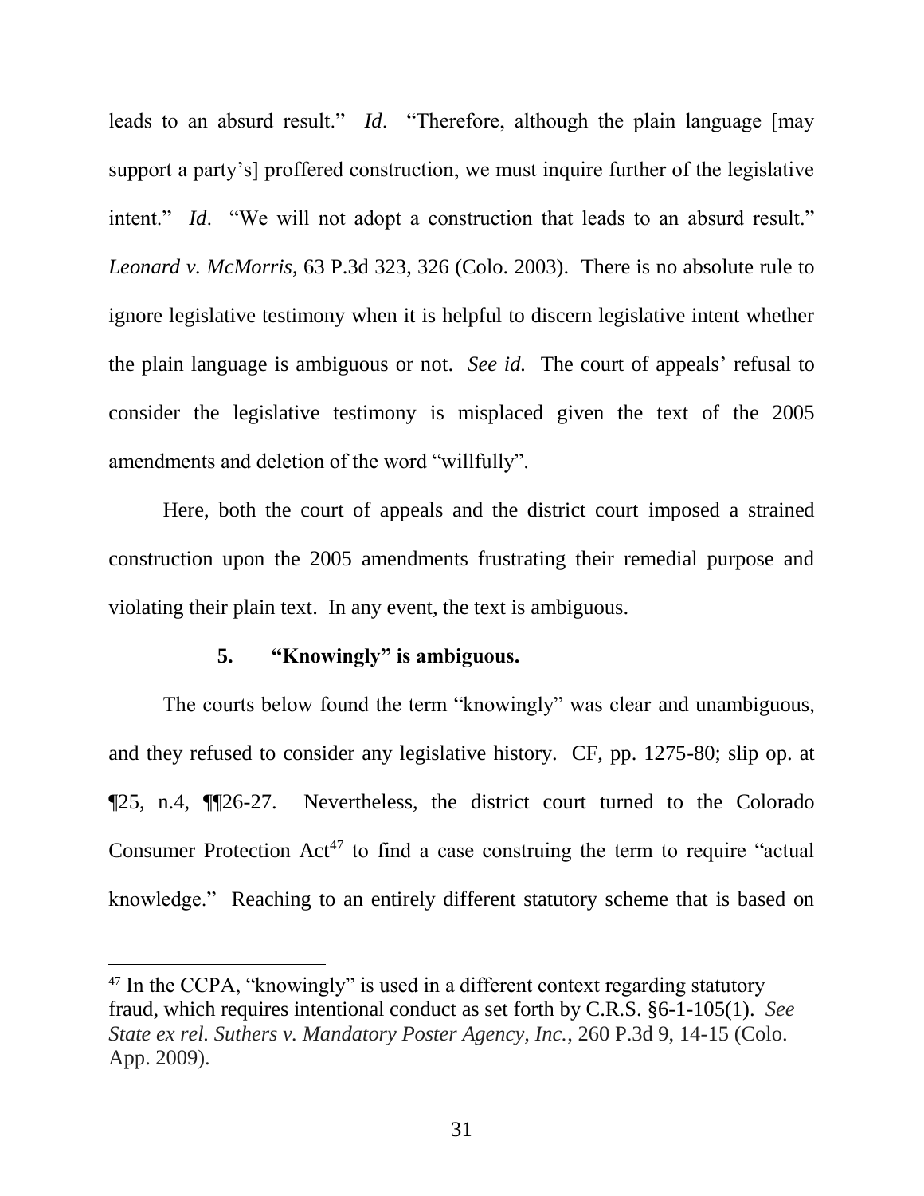leads to an absurd result." *Id*. "Therefore, although the plain language [may support a party's] proffered construction, we must inquire further of the legislative intent." *Id*. "We will not adopt a construction that leads to an absurd result." *Leonard v. McMorris*, 63 P.3d 323, 326 (Colo. 2003). There is no absolute rule to ignore legislative testimony when it is helpful to discern legislative intent whether the plain language is ambiguous or not. *See id.* The court of appeals' refusal to consider the legislative testimony is misplaced given the text of the 2005 amendments and deletion of the word "willfully".

Here, both the court of appeals and the district court imposed a strained construction upon the 2005 amendments frustrating their remedial purpose and violating their plain text. In any event, the text is ambiguous.

#### 5. "Knowingly" is ambiguous.

The courts below found the term "knowingly" was clear and unambiguous, and they refused to consider any legislative history. CF, pp. 1275-80; slip op. at ¶25, n.4, ¶¶26-27. Nevertheless, the district court turned to the Colorado Consumer Protection Act[47] to find a case construing the term to require "actual knowledge." Reaching to an entirely different statutory scheme that is based on

---

[47] In the CCPA, "knowingly" is used in a different context regarding statutory fraud, which requires intentional conduct as set forth by C.R.S. §6-1-105(1). *See State ex rel. Suthers v. Mandatory Poster Agency, Inc.*, 260 P.3d 9, 14-15 (Colo. App. 2009).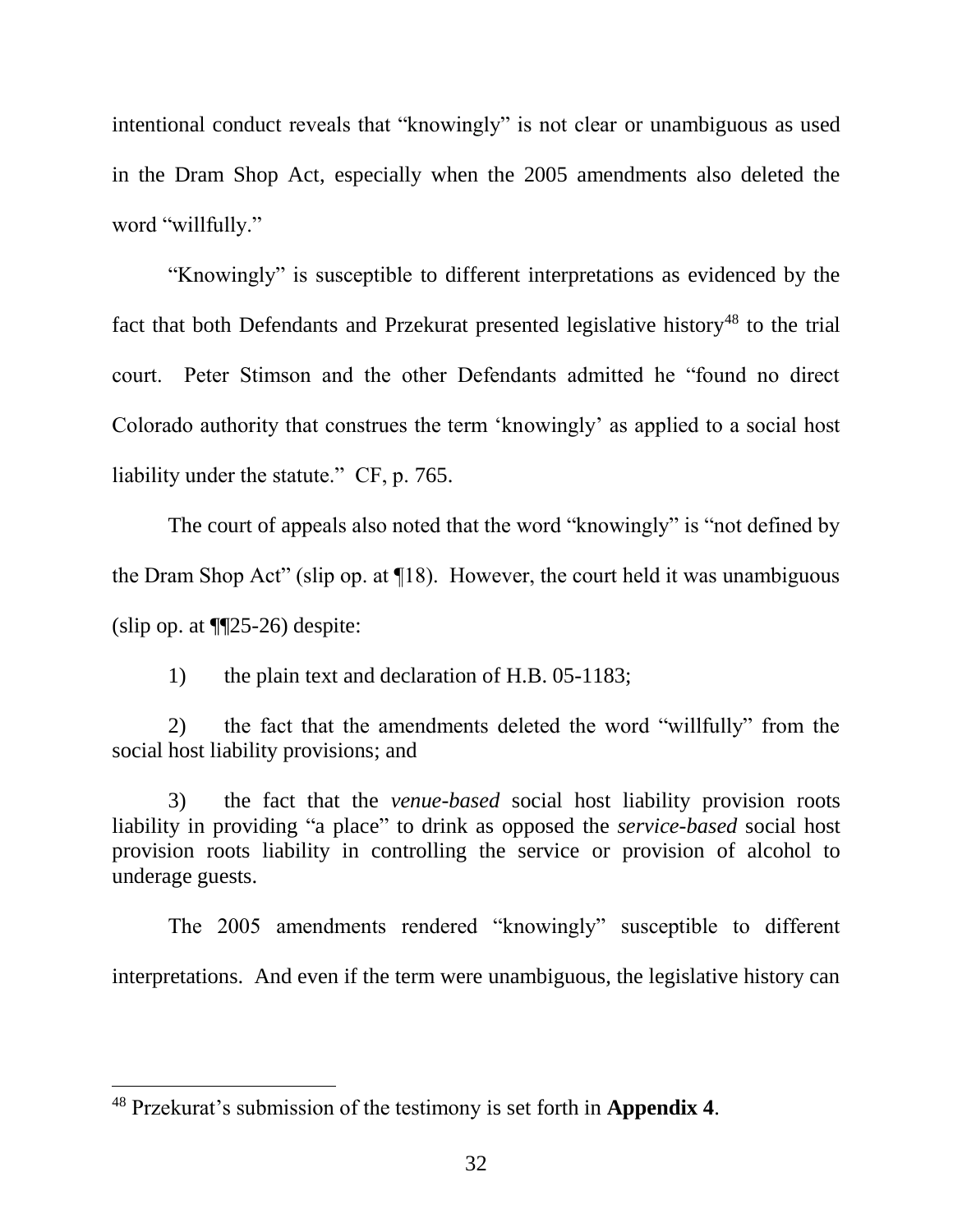intentional conduct reveals that "knowingly" is not clear or unambiguous as used in the Dram Shop Act, especially when the 2005 amendments also deleted the word "willfully."

"Knowingly" is susceptible to different interpretations as evidenced by the fact that both Defendants and Przekurat presented legislative history[48] to the trial court. Peter Stimson and the other Defendants admitted he "found no direct Colorado authority that construes the term 'knowingly' as applied to a social host liability under the statute." CF, p. 765.

The court of appeals also noted that the word "knowingly" is "not defined by the Dram Shop Act" (slip op. at ¶18). However, the court held it was unambiguous (slip op. at ¶¶25-26) despite:

1) the plain text and declaration of H.B. 05-1183;

2) the fact that the amendments deleted the word "willfully" from the social host liability provisions; and

3) the fact that the *venue-based* social host liability provision roots liability in providing "a place" to drink as opposed the *service-based* social host provision roots liability in controlling the service or provision of alcohol to underage guests.

The 2005 amendments rendered "knowingly" susceptible to different interpretations. And even if the term were unambiguous, the legislative history can

[48] Przekurat's submission of the testimony is set forth in **Appendix 4**.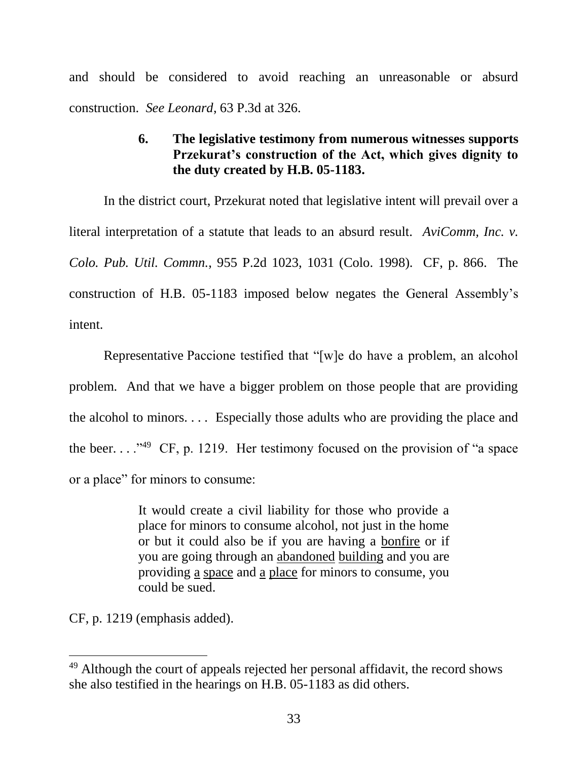and should be considered to avoid reaching an unreasonable or absurd construction. *See Leonard*, 63 P.3d at 326.

**6. The legislative testimony from numerous witnesses supports Przekurat's construction of the Act, which gives dignity to the duty created by H.B. 05-1183.**

In the district court, Przekurat noted that legislative intent will prevail over a literal interpretation of a statute that leads to an absurd result. *AviComm, Inc. v. Colo. Pub. Util. Commn.*, 955 P.2d 1023, 1031 (Colo. 1998). CF, p. 866. The construction of H.B. 05-1183 imposed below negates the General Assembly's intent.

Representative Paccione testified that "[w]e do have a problem, an alcohol problem. And that we have a bigger problem on those people that are providing the alcohol to minors. . . . Especially those adults who are providing the place and the beer. . . ."[49] CF, p. 1219. Her testimony focused on the provision of "a space or a place" for minors to consume:

> It would create a civil liability for those who provide a place for minors to consume alcohol, not just in the home or but it could also be if you are having a <u>bonfire</u> or if you are going through an <u>abandoned</u> <u>building</u> and you are providing <u>a</u> <u>space</u> and <u>a</u> <u>place</u> for minors to consume, you could be sued.

CF, p. 1219 (emphasis added).

---

[49] Although the court of appeals rejected her personal affidavit, the record shows she also testified in the hearings on H.B. 05-1183 as did others.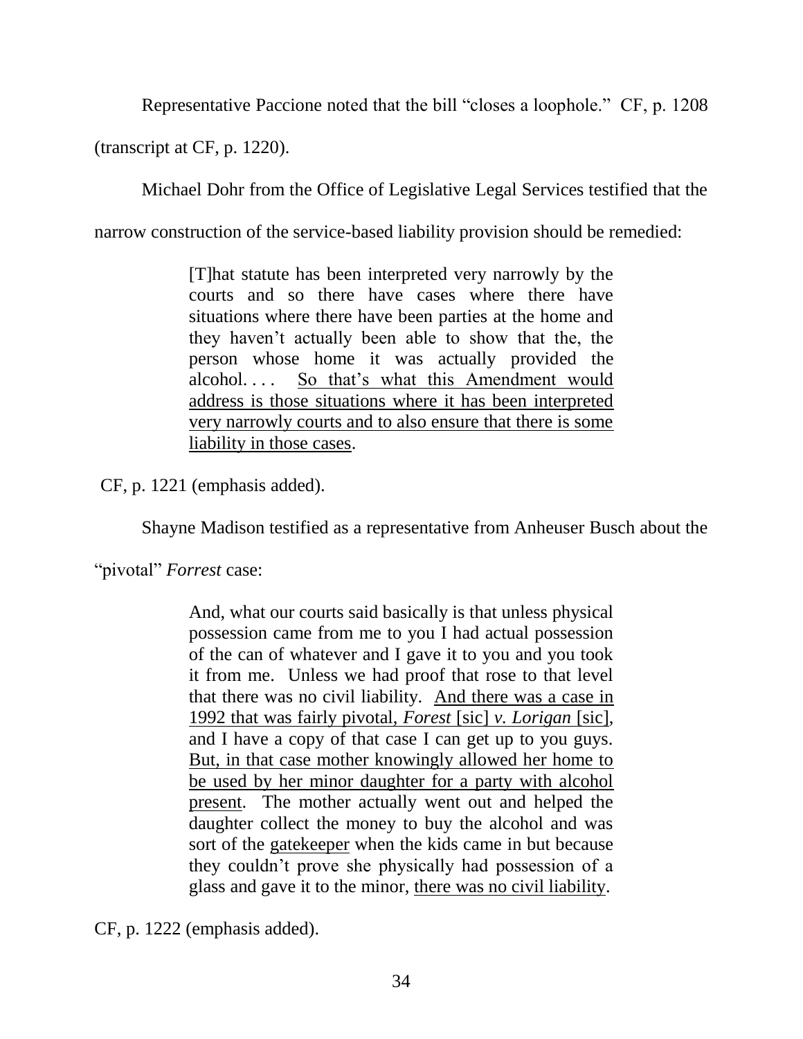Representative Paccione noted that the bill "closes a loophole." CF, p. 1208 (transcript at CF, p. 1220).

Michael Dohr from the Office of Legislative Legal Services testified that the narrow construction of the service-based liability provision should be remedied:

> [T]hat statute has been interpreted very narrowly by the courts and so there have cases where there have situations where there have been parties at the home and they haven't actually been able to show that the, the person whose home it was actually provided the alcohol. . . . <u>So that's what this Amendment would address is those situations where it has been interpreted very narrowly courts and to also ensure that there is some liability in those cases</u>.

CF, p. 1221 (emphasis added).

Shayne Madison testified as a representative from Anheuser Busch about the "pivotal" *Forrest* case:

> And, what our courts said basically is that unless physical possession came from me to you I had actual possession of the can of whatever and I gave it to you and you took it from me. Unless we had proof that rose to that level that there was no civil liability. <u>And there was a case in 1992 that was fairly pivotal, *Forest* [sic] *v. Lorigan* [sic]</u>, and I have a copy of that case I can get up to you guys. <u>But, in that case mother knowingly allowed her home to be used by her minor daughter for a party with alcohol present</u>. The mother actually went out and helped the daughter collect the money to buy the alcohol and was sort of the <u>gatekeeper</u> when the kids came in but because they couldn't prove she physically had possession of a glass and gave it to the minor, <u>there was no civil liability</u>.

CF, p. 1222 (emphasis added).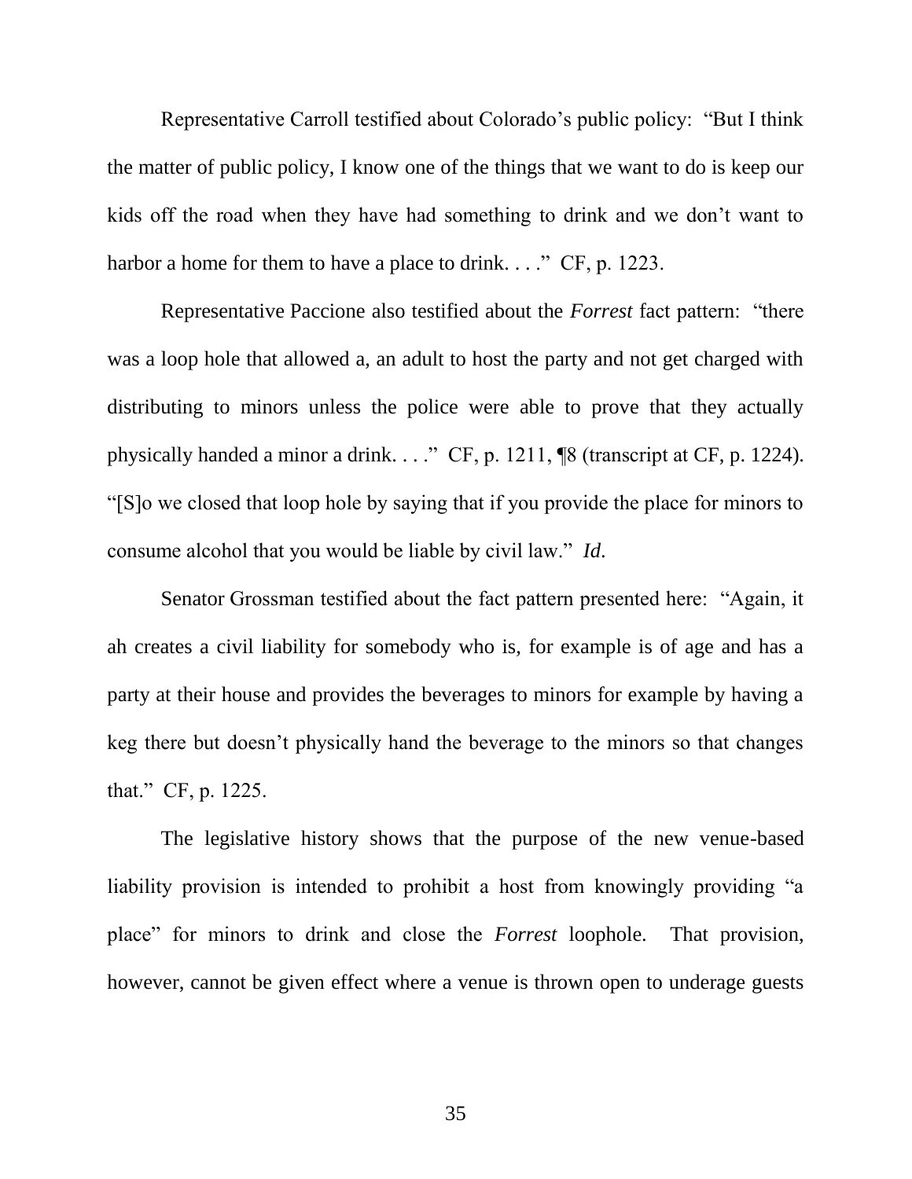Representative Carroll testified about Colorado's public policy: "But I think the matter of public policy, I know one of the things that we want to do is keep our kids off the road when they have had something to drink and we don't want to harbor a home for them to have a place to drink. . . ." CF, p. 1223.

Representative Paccione also testified about the *Forrest* fact pattern: "there was a loop hole that allowed a, an adult to host the party and not get charged with distributing to minors unless the police were able to prove that they actually physically handed a minor a drink. . . ." CF, p. 1211, ¶8 (transcript at CF, p. 1224). "[S]o we closed that loop hole by saying that if you provide the place for minors to consume alcohol that you would be liable by civil law." *Id.*

Senator Grossman testified about the fact pattern presented here: "Again, it ah creates a civil liability for somebody who is, for example is of age and has a party at their house and provides the beverages to minors for example by having a keg there but doesn't physically hand the beverage to the minors so that changes that." CF, p. 1225.

The legislative history shows that the purpose of the new venue-based liability provision is intended to prohibit a host from knowingly providing "a place" for minors to drink and close the *Forrest* loophole. That provision, however, cannot be given effect where a venue is thrown open to underage guests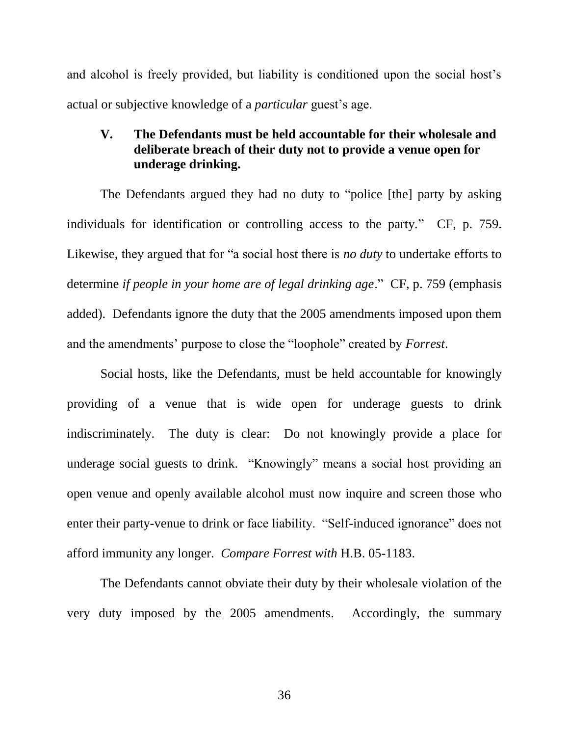and alcohol is freely provided, but liability is conditioned upon the social host's actual or subjective knowledge of a *particular* guest's age.

### V. The Defendants must be held accountable for their wholesale and deliberate breach of their duty not to provide a venue open for underage drinking.

The Defendants argued they had no duty to "police [the] party by asking individuals for identification or controlling access to the party." CF, p. 759. Likewise, they argued that for "a social host there is *no duty* to undertake efforts to determine *if people in your home are of legal drinking age*." CF, p. 759 (emphasis added). Defendants ignore the duty that the 2005 amendments imposed upon them and the amendments' purpose to close the "loophole" created by *Forrest*.

Social hosts, like the Defendants, must be held accountable for knowingly providing of a venue that is wide open for underage guests to drink indiscriminately. The duty is clear: Do not knowingly provide a place for underage social guests to drink. "Knowingly" means a social host providing an open venue and openly available alcohol must now inquire and screen those who enter their party-venue to drink or face liability. "Self-induced ignorance" does not afford immunity any longer. *Compare Forrest with* H.B. 05-1183.

The Defendants cannot obviate their duty by their wholesale violation of the very duty imposed by the 2005 amendments. Accordingly, the summary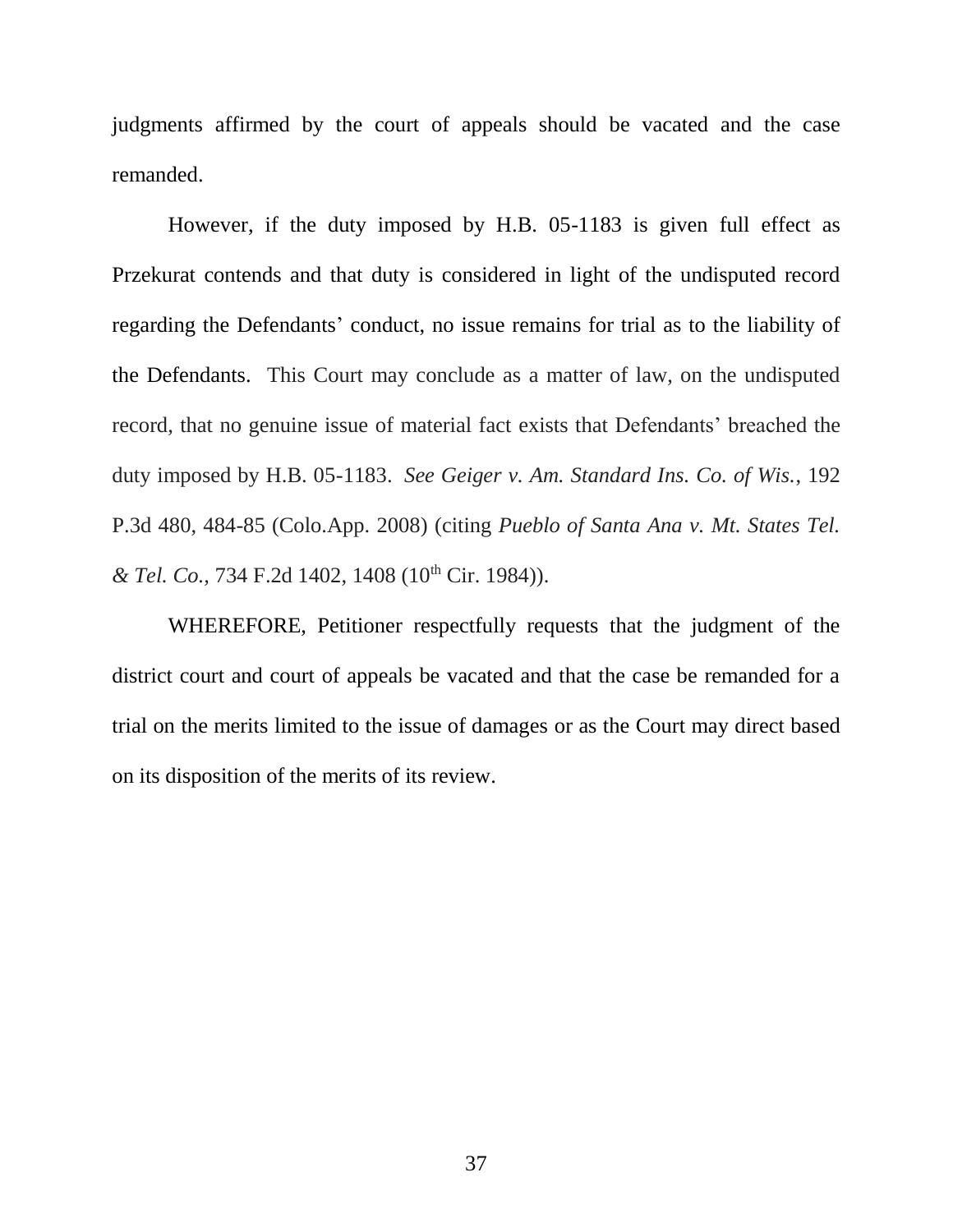judgments affirmed by the court of appeals should be vacated and the case remanded.

However, if the duty imposed by H.B. 05-1183 is given full effect as Przekurat contends and that duty is considered in light of the undisputed record regarding the Defendants' conduct, no issue remains for trial as to the liability of the Defendants. This Court may conclude as a matter of law, on the undisputed record, that no genuine issue of material fact exists that Defendants' breached the duty imposed by H.B. 05-1183. *See Geiger v. Am. Standard Ins. Co. of Wis.*, 192 P.3d 480, 484-85 (Colo.App. 2008) (citing *Pueblo of Santa Ana v. Mt. States Tel. & Tel. Co.*, 734 F.2d 1402, 1408 (10th Cir. 1984)).

WHEREFORE, Petitioner respectfully requests that the judgment of the district court and court of appeals be vacated and that the case be remanded for a trial on the merits limited to the issue of damages or as the Court may direct based on its disposition of the merits of its review.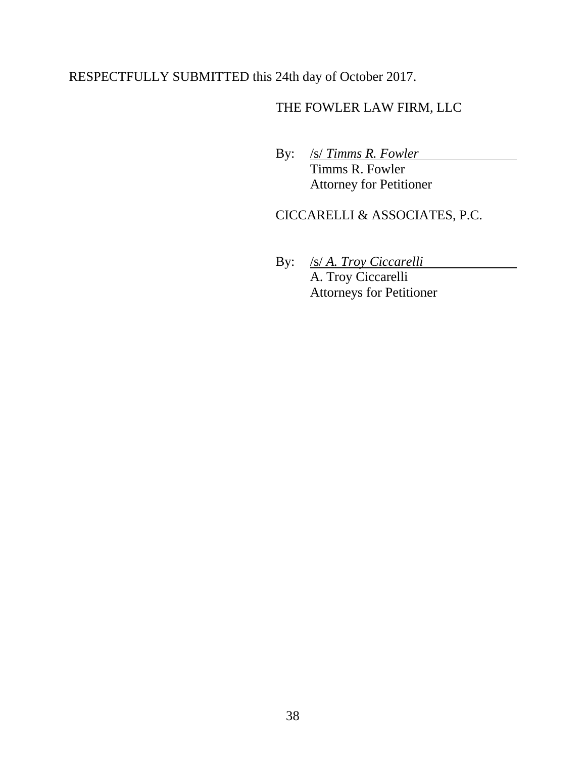RESPECTFULLY SUBMITTED this 24th day of October 2017.

THE FOWLER LAW FIRM, LLC

By: /s/ *Timms R. Fowler*
Timms R. Fowler
Attorney for Petitioner

CICCARELLI & ASSOCIATES, P.C.

By: /s/ *A. Troy Ciccarelli*
A. Troy Ciccarelli
Attorneys for Petitioner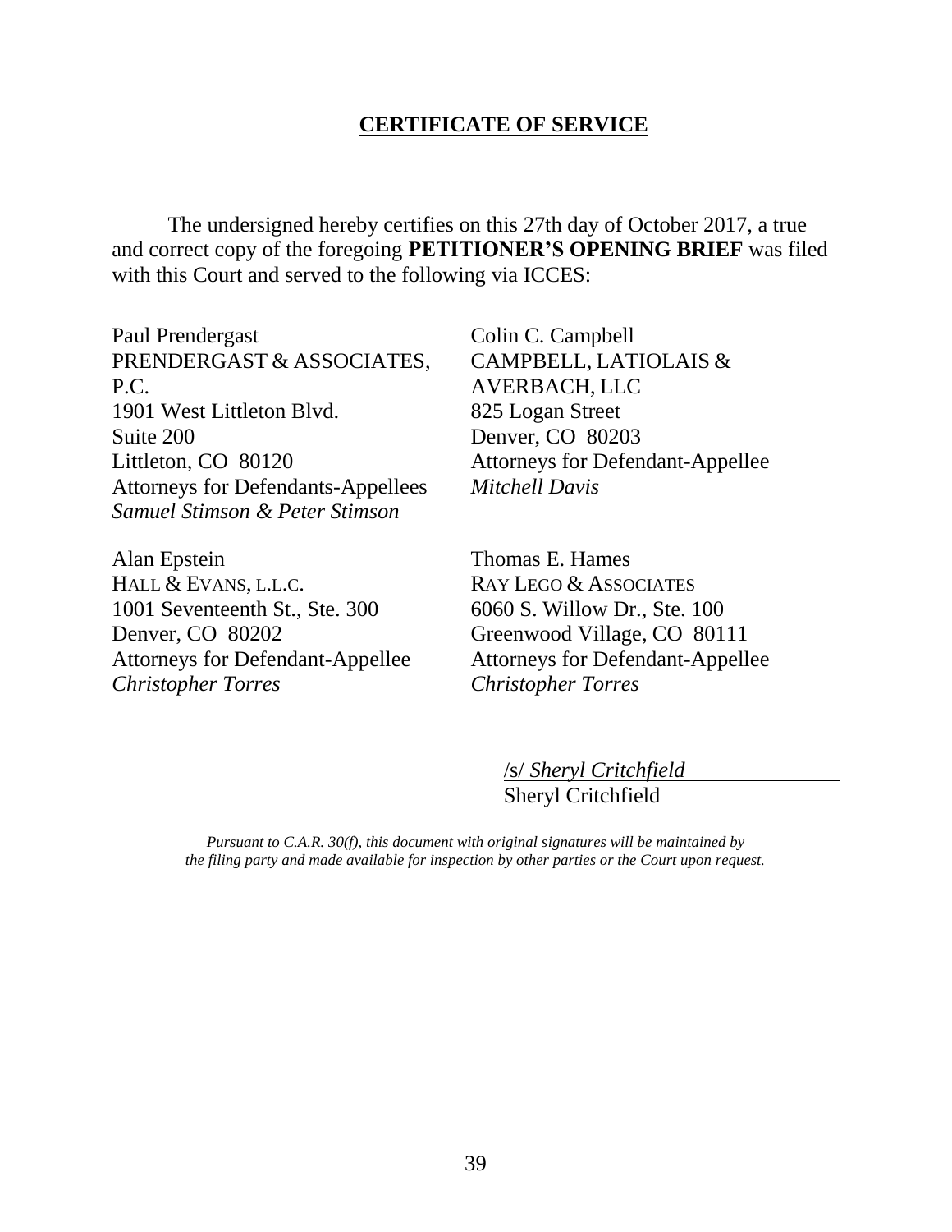## CERTIFICATE OF SERVICE

The undersigned hereby certifies on this 27th day of October 2017, a true and correct copy of the foregoing **PETITIONER'S OPENING BRIEF** was filed with this Court and served to the following via ICCES:

Paul Prendergast
PRENDERGAST & ASSOCIATES, P.C.
1901 West Littleton Blvd.
Suite 200
Littleton, CO 80120
Attorneys for Defendants-Appellees
*Samuel Stimson & Peter Stimson*

Colin C. Campbell
CAMPBELL, LATIOLAIS & AVERBACH, LLC
825 Logan Street
Denver, CO 80203
Attorneys for Defendant-Appellee
*Mitchell Davis*

Alan Epstein
HALL & EVANS, L.L.C.
1001 Seventeenth St., Ste. 300
Denver, CO 80202
Attorneys for Defendant-Appellee
*Christopher Torres*

Thomas E. Hames
RAY LEGO & ASSOCIATES
6060 S. Willow Dr., Ste. 100
Greenwood Village, CO 80111
Attorneys for Defendant-Appellee
*Christopher Torres*

/s/ *Sheryl Critchfield*
Sheryl Critchfield

*Pursuant to C.A.R. 30(f), this document with original signatures will be maintained by the filing party and made available for inspection by other parties or the Court upon request.*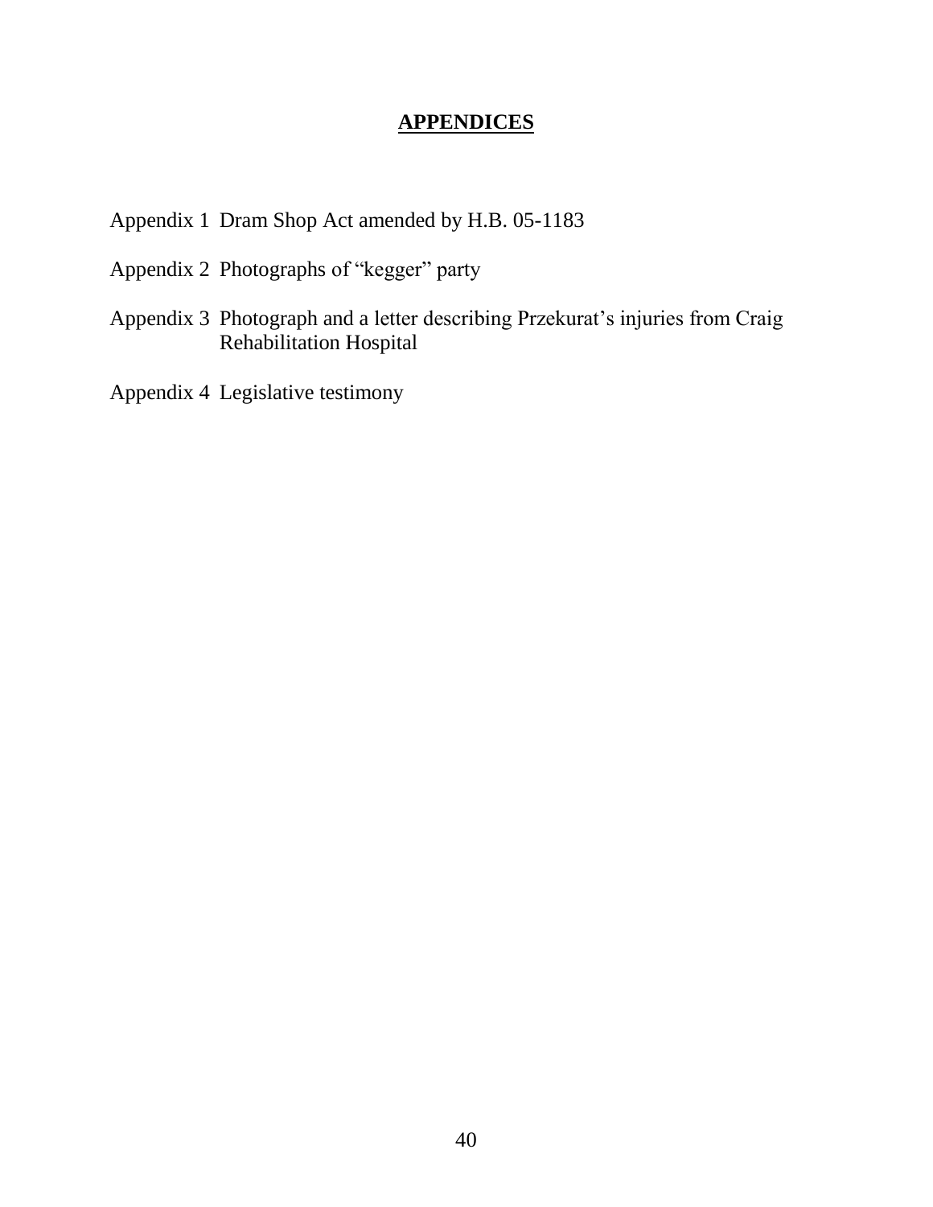# APPENDICES

Appendix 1 Dram Shop Act amended by H.B. 05-1183

Appendix 2 Photographs of "kegger" party

Appendix 3 Photograph and a letter describing Przekurat's injuries from Craig Rehabilitation Hospital

Appendix 4 Legislative testimony